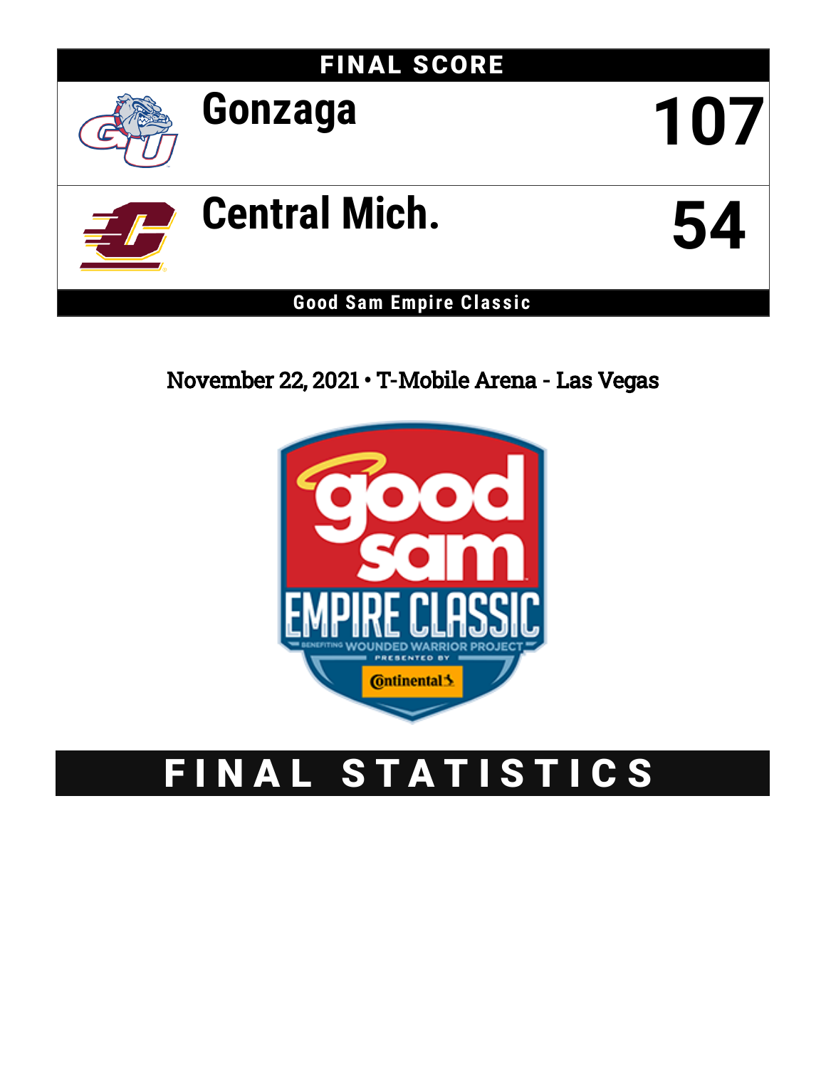## FINAL SCORE

| | |
|---|---|
| Gonzaga | 107 |
| Central Mich. | 54 |

**Good Sam Empire Classic**

November 22, 2021 • T-Mobile Arena - Las Vegas

# FINAL STATISTICS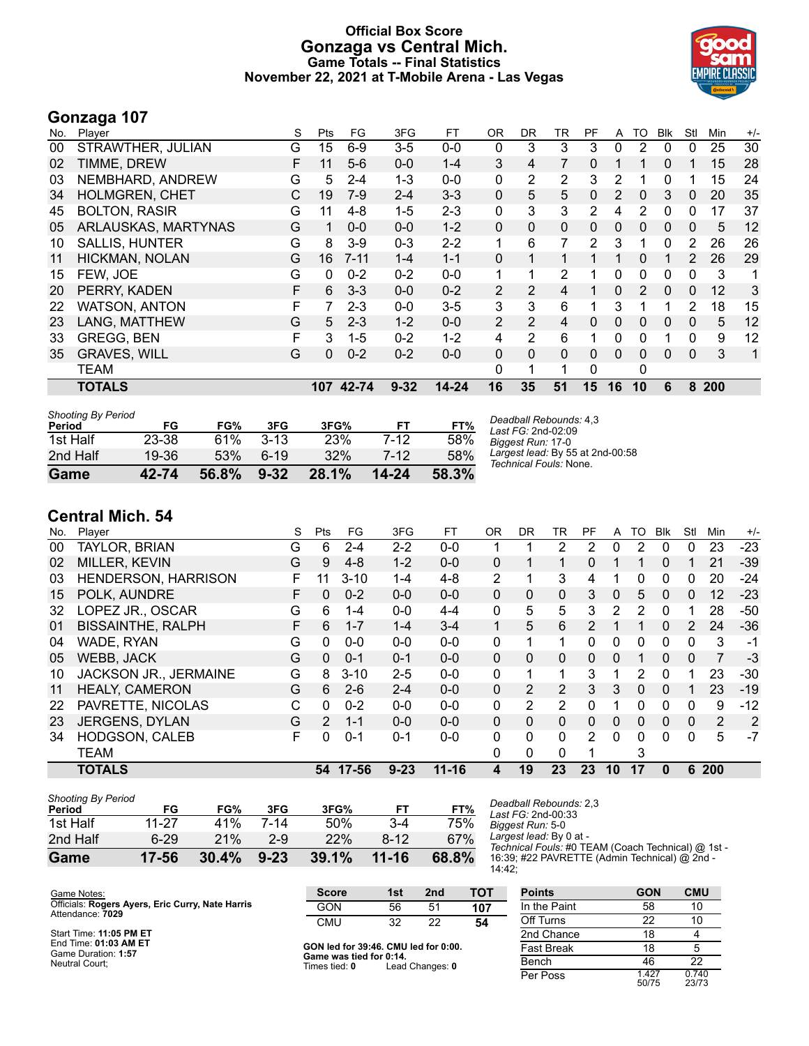# Official Box Score
## Gonzaga vs Central Mich.
### Game Totals -- Final Statistics
### November 22, 2021 at T-Mobile Arena - Las Vegas

## Gonzaga 107

| No. | Player | S | Pts | FG | 3FG | FT | OR | DR | TR | PF | A | TO | Blk | Stl | Min | +/- |
|---|---|---|---|---|---|---|---|---|---|---|---|---|---|---|---|---|
| 00 | STRAWTHER, JULIAN | G | 15 | 6-9 | 3-5 | 0-0 | 0 | 3 | 3 | 3 | 0 | 2 | 0 | 0 | 25 | 30 |
| 02 | TIMME, DREW | F | 11 | 5-6 | 0-0 | 1-4 | 3 | 4 | 7 | 0 | 1 | 1 | 0 | 1 | 15 | 28 |
| 03 | NEMBHARD, ANDREW | G | 5 | 2-4 | 1-3 | 0-0 | 0 | 2 | 2 | 3 | 2 | 1 | 0 | 1 | 15 | 24 |
| 34 | HOLMGREN, CHET | C | 19 | 7-9 | 2-4 | 3-3 | 0 | 5 | 5 | 0 | 2 | 0 | 3 | 0 | 20 | 35 |
| 45 | BOLTON, RASIR | G | 11 | 4-8 | 1-5 | 2-3 | 0 | 3 | 3 | 2 | 4 | 2 | 0 | 0 | 17 | 37 |
| 05 | ARLAUSKAS, MARTYNAS | G | 1 | 0-0 | 0-0 | 1-2 | 0 | 0 | 0 | 0 | 0 | 0 | 0 | 0 | 5 | 12 |
| 10 | SALLIS, HUNTER | G | 8 | 3-9 | 0-3 | 2-2 | 1 | 6 | 7 | 2 | 3 | 1 | 0 | 2 | 26 | 26 |
| 11 | HICKMAN, NOLAN | G | 16 | 7-11 | 1-4 | 1-1 | 0 | 1 | 1 | 1 | 1 | 0 | 1 | 2 | 26 | 29 |
| 15 | FEW, JOE | G | 0 | 0-2 | 0-2 | 0-0 | 1 | 1 | 2 | 1 | 0 | 0 | 0 | 0 | 3 | 1 |
| 20 | PERRY, KADEN | F | 6 | 3-3 | 0-0 | 0-2 | 2 | 2 | 4 | 1 | 0 | 2 | 0 | 0 | 12 | 3 |
| 22 | WATSON, ANTON | F | 7 | 2-3 | 0-0 | 3-5 | 3 | 3 | 6 | 1 | 3 | 1 | 1 | 2 | 18 | 15 |
| 23 | LANG, MATTHEW | G | 5 | 2-3 | 1-2 | 0-0 | 2 | 2 | 4 | 0 | 0 | 0 | 0 | 0 | 5 | 12 |
| 33 | GREGG, BEN | F | 3 | 1-5 | 0-2 | 1-2 | 4 | 2 | 6 | 1 | 0 | 0 | 1 | 0 | 9 | 12 |
| 35 | GRAVES, WILL | G | 0 | 0-2 | 0-2 | 0-0 | 0 | 0 | 0 | 0 | 0 | 0 | 0 | 0 | 3 | 1 |
| | TEAM | | | | | | 0 | 1 | 1 | 0 | | 0 | | | | |
| | **TOTALS** | | **107** | **42-74** | **9-32** | **14-24** | **16** | **35** | **51** | **15** | **16** | **10** | **6** | **8** | **200** | |

*Shooting By Period*

| Period | FG | FG% | 3FG | 3FG% | FT | FT% |
|---|---|---|---|---|---|---|
| 1st Half | 23-38 | 61% | 3-13 | 23% | 7-12 | 58% |
| 2nd Half | 19-36 | 53% | 6-19 | 32% | 7-12 | 58% |
| **Game** | **42-74** | **56.8%** | **9-32** | **28.1%** | **14-24** | **58.3%** |

*Deadball Rebounds:* 4,3
*Last FG:* 2nd-02:09
*Biggest Run:* 17-0
*Largest lead:* By 55 at 2nd-00:58
*Technical Fouls:* None.

## Central Mich. 54

| No. | Player | S | Pts | FG | 3FG | FT | OR | DR | TR | PF | A | TO | Blk | Stl | Min | +/- |
|---|---|---|---|---|---|---|---|---|---|---|---|---|---|---|---|---|
| 00 | TAYLOR, BRIAN | G | 6 | 2-4 | 2-2 | 0-0 | 1 | 1 | 2 | 2 | 0 | 2 | 0 | 0 | 23 | -23 |
| 02 | MILLER, KEVIN | G | 9 | 4-8 | 1-2 | 0-0 | 0 | 1 | 1 | 0 | 1 | 1 | 0 | 1 | 21 | -39 |
| 03 | HENDERSON, HARRISON | F | 11 | 3-10 | 1-4 | 4-8 | 2 | 1 | 3 | 4 | 1 | 0 | 0 | 0 | 20 | -24 |
| 15 | POLK, AUNDRE | F | 0 | 0-2 | 0-0 | 0-0 | 0 | 0 | 0 | 3 | 0 | 5 | 0 | 0 | 12 | -23 |
| 32 | LOPEZ JR., OSCAR | G | 6 | 1-4 | 0-0 | 4-4 | 0 | 5 | 5 | 3 | 2 | 2 | 0 | 1 | 28 | -50 |
| 01 | BISSAINTHE, RALPH | F | 6 | 1-7 | 1-4 | 3-4 | 1 | 5 | 6 | 2 | 1 | 1 | 0 | 2 | 24 | -36 |
| 04 | WADE, RYAN | G | 0 | 0-0 | 0-0 | 0-0 | 0 | 1 | 1 | 0 | 0 | 0 | 0 | 0 | 3 | -1 |
| 05 | WEBB, JACK | G | 0 | 0-1 | 0-1 | 0-0 | 0 | 0 | 0 | 0 | 0 | 1 | 0 | 0 | 7 | -3 |
| 10 | JACKSON JR., JERMAINE | G | 8 | 3-10 | 2-5 | 0-0 | 0 | 1 | 1 | 3 | 1 | 2 | 0 | 1 | 23 | -30 |
| 11 | HEALY, CAMERON | G | 6 | 2-6 | 2-4 | 0-0 | 0 | 2 | 2 | 3 | 3 | 0 | 0 | 1 | 23 | -19 |
| 22 | PAVRETTE, NICOLAS | C | 0 | 0-2 | 0-0 | 0-0 | 0 | 2 | 2 | 0 | 1 | 0 | 0 | 0 | 9 | -12 |
| 23 | JERGENS, DYLAN | G | 2 | 1-1 | 0-0 | 0-0 | 0 | 0 | 0 | 0 | 0 | 0 | 0 | 0 | 2 | 2 |
| 34 | HODGSON, CALEB | F | 0 | 0-1 | 0-1 | 0-0 | 0 | 0 | 0 | 2 | 0 | 0 | 0 | 0 | 5 | -7 |
| | TEAM | | | | | | 0 | 0 | 0 | 1 | | 3 | | | | |
| | **TOTALS** | | **54** | **17-56** | **9-23** | **11-16** | **4** | **19** | **23** | **23** | **10** | **17** | **0** | **6** | **200** | |

*Shooting By Period*

| Period | FG | FG% | 3FG | 3FG% | FT | FT% |
|---|---|---|---|---|---|---|
| 1st Half | 11-27 | 41% | 7-14 | 50% | 3-4 | 75% |
| 2nd Half | 6-29 | 21% | 2-9 | 22% | 8-12 | 67% |
| **Game** | **17-56** | **30.4%** | **9-23** | **39.1%** | **11-16** | **68.8%** |

*Deadball Rebounds:* 2,3
*Last FG:* 2nd-00:33
*Biggest Run:* 5-0
*Largest lead:* By 0 at -
*Technical Fouls:* #0 TEAM (Coach Technical) @ 1st - 16:39; #22 PAVRETTE (Admin Technical) @ 2nd - 14:42;

Game Notes:
Officials: **Rogers Ayers, Eric Curry, Nate Harris**
Attendance: **7029**

Start Time: **11:05 PM ET**
End Time: **01:03 AM ET**
Game Duration: **1:57**
Neutral Court;

| Score | 1st | 2nd | TOT |
|---|---|---|---|
| GON | 56 | 51 | **107** |
| CMU | 32 | 22 | **54** |

**GON led for 39:46. CMU led for 0:00.**
**Game was tied for 0:14.**
Times tied: **0** Lead Changes: **0**

| Points | GON | CMU |
|---|---|---|
| In the Paint | 58 | 10 |
| Off Turns | 22 | 10 |
| 2nd Chance | 18 | 4 |
| Fast Break | 18 | 5 |
| Bench | 46 | 22 |
| Per Poss | 1.427 50/75 | 0.740 23/73 |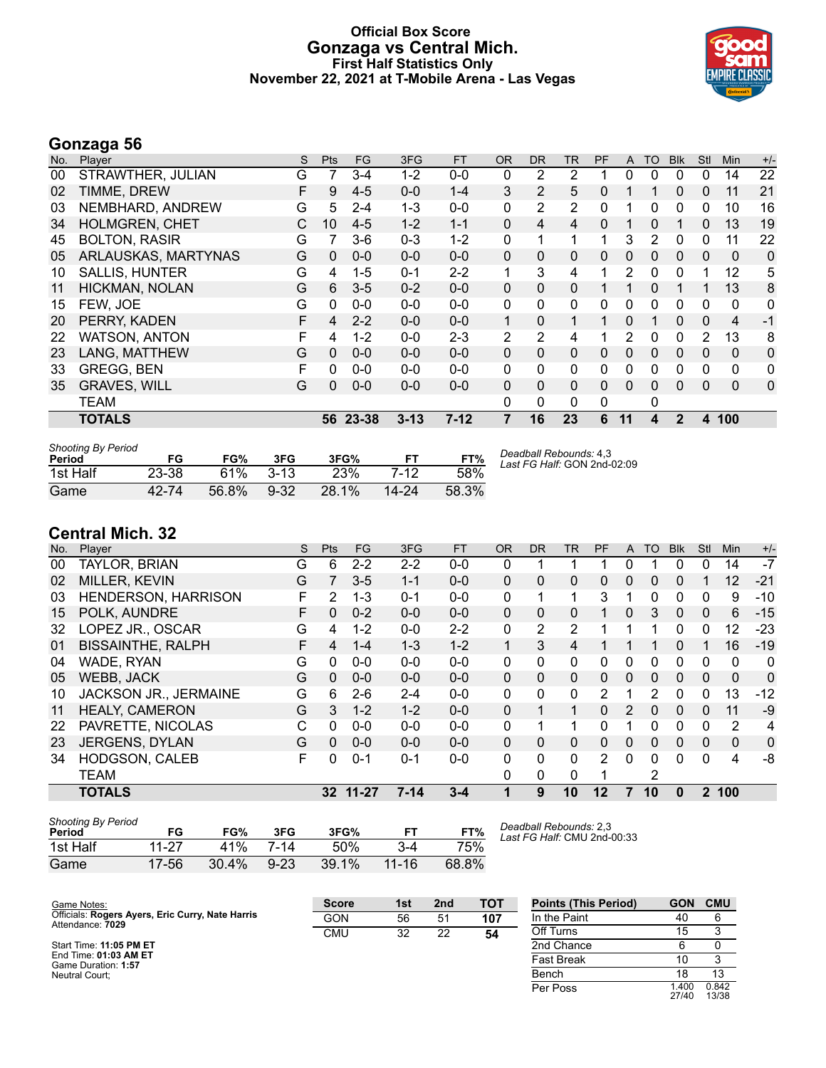# Official Box Score
## Gonzaga vs Central Mich.
### First Half Statistics Only
### November 22, 2021 at T-Mobile Arena - Las Vegas

## Gonzaga 56

| No. | Player | S | Pts | FG | 3FG | FT | OR | DR | TR | PF | A | TO | Blk | Stl | Min | +/- |
|---|---|---|---|---|---|---|---|---|---|---|---|---|---|---|---|---|
| 00 | STRAWTHER, JULIAN | G | 7 | 3-4 | 1-2 | 0-0 | 0 | 2 | 2 | 1 | 0 | 0 | 0 | 0 | 14 | 22 |
| 02 | TIMME, DREW | F | 9 | 4-5 | 0-0 | 1-4 | 3 | 2 | 5 | 0 | 1 | 1 | 0 | 0 | 11 | 21 |
| 03 | NEMBHARD, ANDREW | G | 5 | 2-4 | 1-3 | 0-0 | 0 | 2 | 2 | 0 | 1 | 0 | 0 | 0 | 10 | 16 |
| 34 | HOLMGREN, CHET | C | 10 | 4-5 | 1-2 | 1-1 | 0 | 4 | 4 | 0 | 1 | 0 | 1 | 0 | 13 | 19 |
| 45 | BOLTON, RASIR | G | 7 | 3-6 | 0-3 | 1-2 | 0 | 1 | 1 | 1 | 3 | 2 | 0 | 0 | 11 | 22 |
| 05 | ARLAUSKAS, MARTYNAS | G | 0 | 0-0 | 0-0 | 0-0 | 0 | 0 | 0 | 0 | 0 | 0 | 0 | 0 | 0 | 0 |
| 10 | SALLIS, HUNTER | G | 4 | 1-5 | 0-1 | 2-2 | 1 | 3 | 4 | 1 | 2 | 0 | 0 | 1 | 12 | 5 |
| 11 | HICKMAN, NOLAN | G | 6 | 3-5 | 0-2 | 0-0 | 0 | 0 | 0 | 1 | 1 | 0 | 1 | 1 | 13 | 8 |
| 15 | FEW, JOE | G | 0 | 0-0 | 0-0 | 0-0 | 0 | 0 | 0 | 0 | 0 | 0 | 0 | 0 | 0 | 0 |
| 20 | PERRY, KADEN | F | 4 | 2-2 | 0-0 | 0-0 | 1 | 0 | 1 | 1 | 0 | 1 | 0 | 0 | 4 | -1 |
| 22 | WATSON, ANTON | F | 4 | 1-2 | 0-0 | 2-3 | 2 | 2 | 4 | 1 | 2 | 0 | 0 | 2 | 13 | 8 |
| 23 | LANG, MATTHEW | G | 0 | 0-0 | 0-0 | 0-0 | 0 | 0 | 0 | 0 | 0 | 0 | 0 | 0 | 0 | 0 |
| 33 | GREGG, BEN | F | 0 | 0-0 | 0-0 | 0-0 | 0 | 0 | 0 | 0 | 0 | 0 | 0 | 0 | 0 | 0 |
| 35 | GRAVES, WILL | G | 0 | 0-0 | 0-0 | 0-0 | 0 | 0 | 0 | 0 | 0 | 0 | 0 | 0 | 0 | 0 |
| | TEAM | | | | | | 0 | 0 | 0 | 0 | | 0 | | | | |
| | **TOTALS** | | **56** | **23-38** | **3-13** | **7-12** | **7** | **16** | **23** | **6** | **11** | **4** | **2** | **4** | **100** | |

*Shooting By Period*

| Period | FG | FG% | 3FG | 3FG% | FT | FT% |
|---|---|---|---|---|---|---|
| 1st Half | 23-38 | 61% | 3-13 | 23% | 7-12 | 58% |
| Game | 42-74 | 56.8% | 9-32 | 28.1% | 14-24 | 58.3% |

*Deadball Rebounds:* 4,3
*Last FG Half:* GON 2nd-02:09

## Central Mich. 32

| No. | Player | S | Pts | FG | 3FG | FT | OR | DR | TR | PF | A | TO | Blk | Stl | Min | +/- |
|---|---|---|---|---|---|---|---|---|---|---|---|---|---|---|---|---|
| 00 | TAYLOR, BRIAN | G | 6 | 2-2 | 2-2 | 0-0 | 0 | 1 | 1 | 1 | 0 | 1 | 0 | 0 | 14 | -7 |
| 02 | MILLER, KEVIN | G | 7 | 3-5 | 1-1 | 0-0 | 0 | 0 | 0 | 0 | 0 | 0 | 0 | 1 | 12 | -21 |
| 03 | HENDERSON, HARRISON | F | 2 | 1-3 | 0-1 | 0-0 | 0 | 1 | 1 | 3 | 1 | 0 | 0 | 0 | 9 | -10 |
| 15 | POLK, AUNDRE | F | 0 | 0-2 | 0-0 | 0-0 | 0 | 0 | 0 | 1 | 0 | 3 | 0 | 0 | 6 | -15 |
| 32 | LOPEZ JR., OSCAR | G | 4 | 1-2 | 0-0 | 2-2 | 0 | 2 | 2 | 1 | 1 | 1 | 0 | 0 | 12 | -23 |
| 01 | BISSAINTHE, RALPH | F | 4 | 1-4 | 1-3 | 1-2 | 1 | 3 | 4 | 1 | 1 | 1 | 0 | 1 | 16 | -19 |
| 04 | WADE, RYAN | G | 0 | 0-0 | 0-0 | 0-0 | 0 | 0 | 0 | 0 | 0 | 0 | 0 | 0 | 0 | 0 |
| 05 | WEBB, JACK | G | 0 | 0-0 | 0-0 | 0-0 | 0 | 0 | 0 | 0 | 0 | 0 | 0 | 0 | 0 | 0 |
| 10 | JACKSON JR., JERMAINE | G | 6 | 2-6 | 2-4 | 0-0 | 0 | 0 | 0 | 2 | 1 | 2 | 0 | 0 | 13 | -12 |
| 11 | HEALY, CAMERON | G | 3 | 1-2 | 1-2 | 0-0 | 0 | 1 | 1 | 0 | 2 | 0 | 0 | 0 | 11 | -9 |
| 22 | PAVRETTE, NICOLAS | C | 0 | 0-0 | 0-0 | 0-0 | 0 | 1 | 1 | 0 | 1 | 0 | 0 | 0 | 2 | 4 |
| 23 | JERGENS, DYLAN | G | 0 | 0-0 | 0-0 | 0-0 | 0 | 0 | 0 | 0 | 0 | 0 | 0 | 0 | 0 | 0 |
| 34 | HODGSON, CALEB | F | 0 | 0-1 | 0-1 | 0-0 | 0 | 0 | 0 | 2 | 0 | 0 | 0 | 0 | 4 | -8 |
| | TEAM | | | | | | 0 | 0 | 0 | 1 | | 2 | | | | |
| | **TOTALS** | | **32** | **11-27** | **7-14** | **3-4** | **1** | **9** | **10** | **12** | **7** | **10** | **0** | **2** | **100** | |

*Shooting By Period*

| Period | FG | FG% | 3FG | 3FG% | FT | FT% |
|---|---|---|---|---|---|---|
| 1st Half | 11-27 | 41% | 7-14 | 50% | 3-4 | 75% |
| Game | 17-56 | 30.4% | 9-23 | 39.1% | 11-16 | 68.8% |

*Deadball Rebounds:* 2,3
*Last FG Half:* CMU 2nd-00:33

Game Notes:
Officials: **Rogers Ayers, Eric Curry, Nate Harris**
Attendance: **7029**

Start Time: **11:05 PM ET**
End Time: **01:03 AM ET**
Game Duration: **1:57**
Neutral Court;

| Score | 1st | 2nd | TOT |
|---|---|---|---|
| GON | 56 | 51 | **107** |
| CMU | 32 | 22 | **54** |

| Points (This Period) | GON | CMU |
|---|---|---|
| In the Paint | 40 | 6 |
| Off Turns | 15 | 3 |
| 2nd Chance | 6 | 0 |
| Fast Break | 10 | 3 |
| Bench | 18 | 13 |
| Per Poss | 1.400 27/40 | 0.842 13/38 |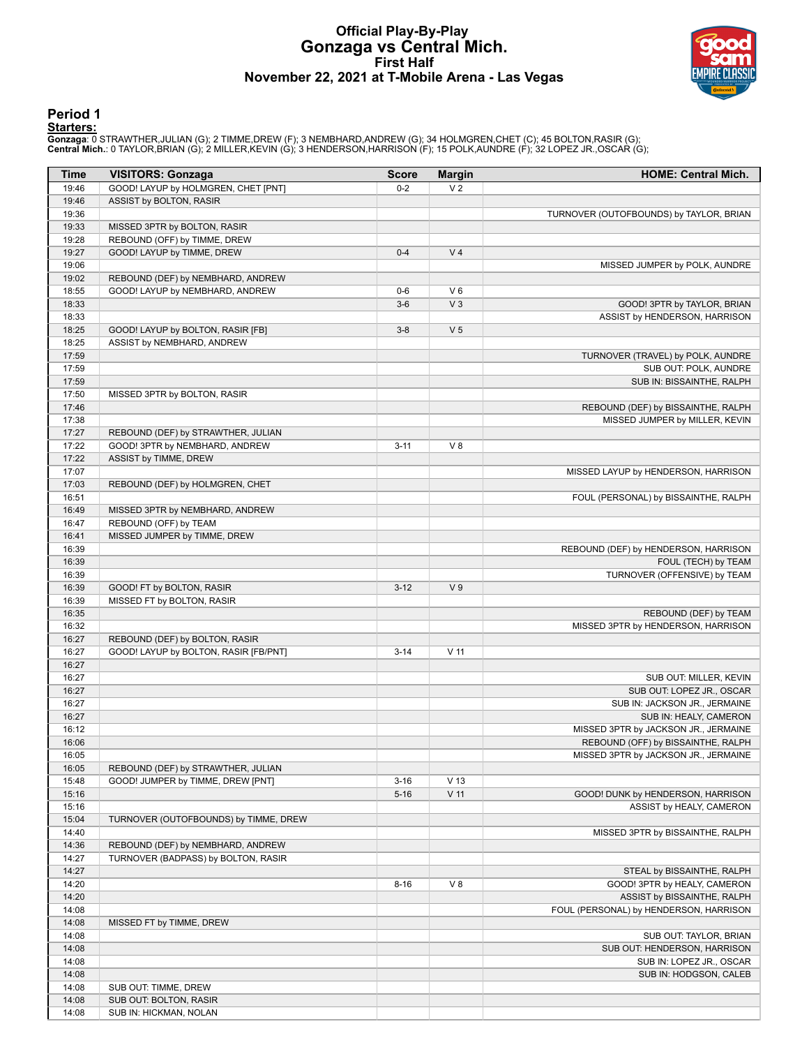# Official Play-By-Play
## Gonzaga vs Central Mich.
### First Half
### November 22, 2021 at T-Mobile Arena - Las Vegas

## Period 1

**Starters:**

**Gonzaga**: 0 STRAWTHER,JULIAN (G); 2 TIMME,DREW (F); 3 NEMBHARD,ANDREW (G); 34 HOLMGREN,CHET (C); 45 BOLTON,RASIR (G);
**Central Mich.**: 0 TAYLOR,BRIAN (G); 2 MILLER,KEVIN (G); 3 HENDERSON,HARRISON (F); 15 POLK,AUNDRE (F); 32 LOPEZ JR.,OSCAR (G);

| Time | VISITORS: Gonzaga | Score | Margin | HOME: Central Mich. |
|---|---|---|---|---|
| 19:46 | GOOD! LAYUP by HOLMGREN, CHET [PNT] | 0-2 | V 2 | |
| 19:46 | ASSIST by BOLTON, RASIR | | | |
| 19:36 | | | | TURNOVER (OUTOFBOUNDS) by TAYLOR, BRIAN |
| 19:33 | MISSED 3PTR by BOLTON, RASIR | | | |
| 19:28 | REBOUND (OFF) by TIMME, DREW | | | |
| 19:27 | GOOD! LAYUP by TIMME, DREW | 0-4 | V 4 | |
| 19:06 | | | | MISSED JUMPER by POLK, AUNDRE |
| 19:02 | REBOUND (DEF) by NEMBHARD, ANDREW | | | |
| 18:55 | GOOD! LAYUP by NEMBHARD, ANDREW | 0-6 | V 6 | |
| 18:33 | | 3-6 | V 3 | GOOD! 3PTR by TAYLOR, BRIAN |
| 18:33 | | | | ASSIST by HENDERSON, HARRISON |
| 18:25 | GOOD! LAYUP by BOLTON, RASIR [FB] | 3-8 | V 5 | |
| 18:25 | ASSIST by NEMBHARD, ANDREW | | | |
| 17:59 | | | | TURNOVER (TRAVEL) by POLK, AUNDRE |
| 17:59 | | | | SUB OUT: POLK, AUNDRE |
| 17:59 | | | | SUB IN: BISSAINTHE, RALPH |
| 17:50 | MISSED 3PTR by BOLTON, RASIR | | | |
| 17:46 | | | | REBOUND (DEF) by BISSAINTHE, RALPH |
| 17:38 | | | | MISSED JUMPER by MILLER, KEVIN |
| 17:27 | REBOUND (DEF) by STRAWTHER, JULIAN | | | |
| 17:22 | GOOD! 3PTR by NEMBHARD, ANDREW | 3-11 | V 8 | |
| 17:22 | ASSIST by TIMME, DREW | | | |
| 17:07 | | | | MISSED LAYUP by HENDERSON, HARRISON |
| 17:03 | REBOUND (DEF) by HOLMGREN, CHET | | | |
| 16:51 | | | | FOUL (PERSONAL) by BISSAINTHE, RALPH |
| 16:49 | MISSED 3PTR by NEMBHARD, ANDREW | | | |
| 16:47 | REBOUND (OFF) by TEAM | | | |
| 16:41 | MISSED JUMPER by TIMME, DREW | | | |
| 16:39 | | | | REBOUND (DEF) by HENDERSON, HARRISON |
| 16:39 | | | | FOUL (TECH) by TEAM |
| 16:39 | | | | TURNOVER (OFFENSIVE) by TEAM |
| 16:39 | GOOD! FT by BOLTON, RASIR | 3-12 | V 9 | |
| 16:39 | MISSED FT by BOLTON, RASIR | | | |
| 16:35 | | | | REBOUND (DEF) by TEAM |
| 16:32 | | | | MISSED 3PTR by HENDERSON, HARRISON |
| 16:27 | REBOUND (DEF) by BOLTON, RASIR | | | |
| 16:27 | GOOD! LAYUP by BOLTON, RASIR [FB/PNT] | 3-14 | V 11 | |
| 16:27 | | | | |
| 16:27 | | | | SUB OUT: MILLER, KEVIN |
| 16:27 | | | | SUB OUT: LOPEZ JR., OSCAR |
| 16:27 | | | | SUB IN: JACKSON JR., JERMAINE |
| 16:27 | | | | SUB IN: HEALY, CAMERON |
| 16:12 | | | | MISSED 3PTR by JACKSON JR., JERMAINE |
| 16:06 | | | | REBOUND (OFF) by BISSAINTHE, RALPH |
| 16:05 | | | | MISSED 3PTR by JACKSON JR., JERMAINE |
| 16:05 | REBOUND (DEF) by STRAWTHER, JULIAN | | | |
| 15:48 | GOOD! JUMPER by TIMME, DREW [PNT] | 3-16 | V 13 | |
| 15:16 | | 5-16 | V 11 | GOOD! DUNK by HENDERSON, HARRISON |
| 15:16 | | | | ASSIST by HEALY, CAMERON |
| 15:04 | TURNOVER (OUTOFBOUNDS) by TIMME, DREW | | | |
| 14:40 | | | | MISSED 3PTR by BISSAINTHE, RALPH |
| 14:36 | REBOUND (DEF) by NEMBHARD, ANDREW | | | |
| 14:27 | TURNOVER (BADPASS) by BOLTON, RASIR | | | |
| 14:27 | | | | STEAL by BISSAINTHE, RALPH |
| 14:20 | | 8-16 | V 8 | GOOD! 3PTR by HEALY, CAMERON |
| 14:20 | | | | ASSIST by BISSAINTHE, RALPH |
| 14:08 | | | | FOUL (PERSONAL) by HENDERSON, HARRISON |
| 14:08 | MISSED FT by TIMME, DREW | | | |
| 14:08 | | | | SUB OUT: TAYLOR, BRIAN |
| 14:08 | | | | SUB OUT: HENDERSON, HARRISON |
| 14:08 | | | | SUB IN: LOPEZ JR., OSCAR |
| 14:08 | | | | SUB IN: HODGSON, CALEB |
| 14:08 | SUB OUT: TIMME, DREW | | | |
| 14:08 | SUB OUT: BOLTON, RASIR | | | |
| 14:08 | SUB IN: HICKMAN, NOLAN | | | |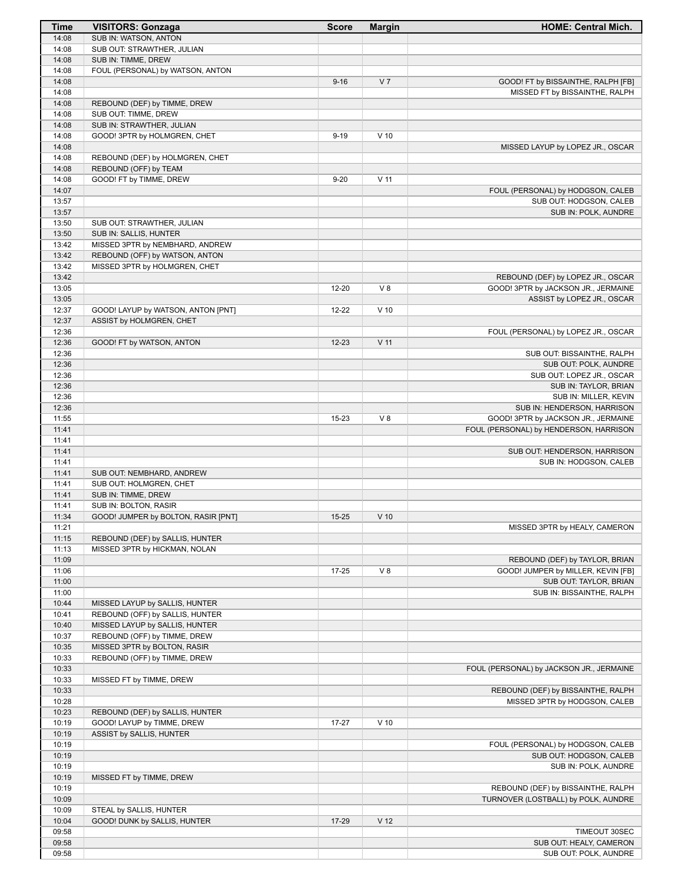| Time | VISITORS: Gonzaga | Score | Margin | HOME: Central Mich. |
|---|---|---|---|---|
| 14:08 | SUB IN: WATSON, ANTON | | | |
| 14:08 | SUB OUT: STRAWTHER, JULIAN | | | |
| 14:08 | SUB IN: TIMME, DREW | | | |
| 14:08 | FOUL (PERSONAL) by WATSON, ANTON | | | |
| 14:08 | | 9-16 | V 7 | GOOD! FT by BISSAINTHE, RALPH [FB] |
| 14:08 | | | | MISSED FT by BISSAINTHE, RALPH |
| 14:08 | REBOUND (DEF) by TIMME, DREW | | | |
| 14:08 | SUB OUT: TIMME, DREW | | | |
| 14:08 | SUB IN: STRAWTHER, JULIAN | | | |
| 14:08 | GOOD! 3PTR by HOLMGREN, CHET | 9-19 | V 10 | |
| 14:08 | | | | MISSED LAYUP by LOPEZ JR., OSCAR |
| 14:08 | REBOUND (DEF) by HOLMGREN, CHET | | | |
| 14:08 | REBOUND (OFF) by TEAM | | | |
| 14:08 | GOOD! FT by TIMME, DREW | 9-20 | V 11 | |
| 14:07 | | | | FOUL (PERSONAL) by HODGSON, CALEB |
| 13:57 | | | | SUB OUT: HODGSON, CALEB |
| 13:57 | | | | SUB IN: POLK, AUNDRE |
| 13:50 | SUB OUT: STRAWTHER, JULIAN | | | |
| 13:50 | SUB IN: SALLIS, HUNTER | | | |
| 13:42 | MISSED 3PTR by NEMBHARD, ANDREW | | | |
| 13:42 | REBOUND (OFF) by WATSON, ANTON | | | |
| 13:42 | MISSED 3PTR by HOLMGREN, CHET | | | |
| 13:42 | | | | REBOUND (DEF) by LOPEZ JR., OSCAR |
| 13:05 | | 12-20 | V 8 | GOOD! 3PTR by JACKSON JR., JERMAINE |
| 13:05 | | | | ASSIST by LOPEZ JR., OSCAR |
| 12:37 | GOOD! LAYUP by WATSON, ANTON [PNT] | 12-22 | V 10 | |
| 12:37 | ASSIST by HOLMGREN, CHET | | | |
| 12:36 | | | | FOUL (PERSONAL) by LOPEZ JR., OSCAR |
| 12:36 | GOOD! FT by WATSON, ANTON | 12-23 | V 11 | |
| 12:36 | | | | SUB OUT: BISSAINTHE, RALPH |
| 12:36 | | | | SUB OUT: POLK, AUNDRE |
| 12:36 | | | | SUB OUT: LOPEZ JR., OSCAR |
| 12:36 | | | | SUB IN: TAYLOR, BRIAN |
| 12:36 | | | | SUB IN: MILLER, KEVIN |
| 12:36 | | | | SUB IN: HENDERSON, HARRISON |
| 11:55 | | 15-23 | V 8 | GOOD! 3PTR by JACKSON JR., JERMAINE |
| 11:41 | | | | FOUL (PERSONAL) by HENDERSON, HARRISON |
| 11:41 | | | | |
| 11:41 | | | | SUB OUT: HENDERSON, HARRISON |
| 11:41 | | | | SUB IN: HODGSON, CALEB |
| 11:41 | SUB OUT: NEMBHARD, ANDREW | | | |
| 11:41 | SUB OUT: HOLMGREN, CHET | | | |
| 11:41 | SUB IN: TIMME, DREW | | | |
| 11:41 | SUB IN: BOLTON, RASIR | | | |
| 11:34 | GOOD! JUMPER by BOLTON, RASIR [PNT] | 15-25 | V 10 | |
| 11:21 | | | | MISSED 3PTR by HEALY, CAMERON |
| 11:15 | REBOUND (DEF) by SALLIS, HUNTER | | | |
| 11:13 | MISSED 3PTR by HICKMAN, NOLAN | | | |
| 11:09 | | | | REBOUND (DEF) by TAYLOR, BRIAN |
| 11:06 | | 17-25 | V 8 | GOOD! JUMPER by MILLER, KEVIN [FB] |
| 11:00 | | | | SUB OUT: TAYLOR, BRIAN |
| 11:00 | | | | SUB IN: BISSAINTHE, RALPH |
| 10:44 | MISSED LAYUP by SALLIS, HUNTER | | | |
| 10:41 | REBOUND (OFF) by SALLIS, HUNTER | | | |
| 10:40 | MISSED LAYUP by SALLIS, HUNTER | | | |
| 10:37 | REBOUND (OFF) by TIMME, DREW | | | |
| 10:35 | MISSED 3PTR by BOLTON, RASIR | | | |
| 10:33 | REBOUND (OFF) by TIMME, DREW | | | |
| 10:33 | | | | FOUL (PERSONAL) by JACKSON JR., JERMAINE |
| 10:33 | MISSED FT by TIMME, DREW | | | |
| 10:33 | | | | REBOUND (DEF) by BISSAINTHE, RALPH |
| 10:28 | | | | MISSED 3PTR by HODGSON, CALEB |
| 10:23 | REBOUND (DEF) by SALLIS, HUNTER | | | |
| 10:19 | GOOD! LAYUP by TIMME, DREW | 17-27 | V 10 | |
| 10:19 | ASSIST by SALLIS, HUNTER | | | |
| 10:19 | | | | FOUL (PERSONAL) by HODGSON, CALEB |
| 10:19 | | | | SUB OUT: HODGSON, CALEB |
| 10:19 | | | | SUB IN: POLK, AUNDRE |
| 10:19 | MISSED FT by TIMME, DREW | | | |
| 10:19 | | | | REBOUND (DEF) by BISSAINTHE, RALPH |
| 10:09 | | | | TURNOVER (LOSTBALL) by POLK, AUNDRE |
| 10:09 | STEAL by SALLIS, HUNTER | | | |
| 10:04 | GOOD! DUNK by SALLIS, HUNTER | 17-29 | V 12 | |
| 09:58 | | | | TIMEOUT 30SEC |
| 09:58 | | | | SUB OUT: HEALY, CAMERON |
| 09:58 | | | | SUB OUT: POLK, AUNDRE |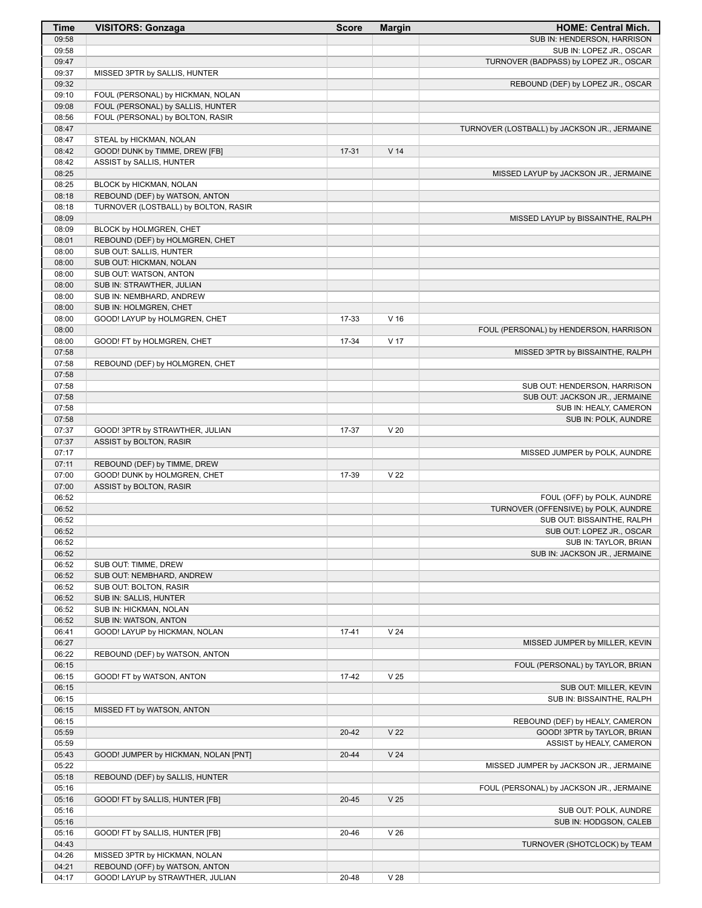| Time | VISITORS: Gonzaga | Score | Margin | HOME: Central Mich. |
|---|---|---|---|---|
| 09:58 | | | | SUB IN: HENDERSON, HARRISON |
| 09:58 | | | | SUB IN: LOPEZ JR., OSCAR |
| 09:47 | | | | TURNOVER (BADPASS) by LOPEZ JR., OSCAR |
| 09:37 | MISSED 3PTR by SALLIS, HUNTER | | | |
| 09:32 | | | | REBOUND (DEF) by LOPEZ JR., OSCAR |
| 09:10 | FOUL (PERSONAL) by HICKMAN, NOLAN | | | |
| 09:08 | FOUL (PERSONAL) by SALLIS, HUNTER | | | |
| 08:56 | FOUL (PERSONAL) by BOLTON, RASIR | | | |
| 08:47 | | | | TURNOVER (LOSTBALL) by JACKSON JR., JERMAINE |
| 08:47 | STEAL by HICKMAN, NOLAN | | | |
| 08:42 | GOOD! DUNK by TIMME, DREW [FB] | 17-31 | V 14 | |
| 08:42 | ASSIST by SALLIS, HUNTER | | | |
| 08:25 | | | | MISSED LAYUP by JACKSON JR., JERMAINE |
| 08:25 | BLOCK by HICKMAN, NOLAN | | | |
| 08:18 | REBOUND (DEF) by WATSON, ANTON | | | |
| 08:18 | TURNOVER (LOSTBALL) by BOLTON, RASIR | | | |
| 08:09 | | | | MISSED LAYUP by BISSAINTHE, RALPH |
| 08:09 | BLOCK by HOLMGREN, CHET | | | |
| 08:01 | REBOUND (DEF) by HOLMGREN, CHET | | | |
| 08:00 | SUB OUT: SALLIS, HUNTER | | | |
| 08:00 | SUB OUT: HICKMAN, NOLAN | | | |
| 08:00 | SUB OUT: WATSON, ANTON | | | |
| 08:00 | SUB IN: STRAWTHER, JULIAN | | | |
| 08:00 | SUB IN: NEMBHARD, ANDREW | | | |
| 08:00 | SUB IN: HOLMGREN, CHET | | | |
| 08:00 | GOOD! LAYUP by HOLMGREN, CHET | 17-33 | V 16 | |
| 08:00 | | | | FOUL (PERSONAL) by HENDERSON, HARRISON |
| 08:00 | GOOD! FT by HOLMGREN, CHET | 17-34 | V 17 | |
| 07:58 | | | | MISSED 3PTR by BISSAINTHE, RALPH |
| 07:58 | REBOUND (DEF) by HOLMGREN, CHET | | | |
| 07:58 | | | | |
| 07:58 | | | | SUB OUT: HENDERSON, HARRISON |
| 07:58 | | | | SUB OUT: JACKSON JR., JERMAINE |
| 07:58 | | | | SUB IN: HEALY, CAMERON |
| 07:58 | | | | SUB IN: POLK, AUNDRE |
| 07:37 | GOOD! 3PTR by STRAWTHER, JULIAN | 17-37 | V 20 | |
| 07:37 | ASSIST by BOLTON, RASIR | | | |
| 07:17 | | | | MISSED JUMPER by POLK, AUNDRE |
| 07:11 | REBOUND (DEF) by TIMME, DREW | | | |
| 07:00 | GOOD! DUNK by HOLMGREN, CHET | 17-39 | V 22 | |
| 07:00 | ASSIST by BOLTON, RASIR | | | |
| 06:52 | | | | FOUL (OFF) by POLK, AUNDRE |
| 06:52 | | | | TURNOVER (OFFENSIVE) by POLK, AUNDRE |
| 06:52 | | | | SUB OUT: BISSAINTHE, RALPH |
| 06:52 | | | | SUB OUT: LOPEZ JR., OSCAR |
| 06:52 | | | | SUB IN: TAYLOR, BRIAN |
| 06:52 | | | | SUB IN: JACKSON JR., JERMAINE |
| 06:52 | SUB OUT: TIMME, DREW | | | |
| 06:52 | SUB OUT: NEMBHARD, ANDREW | | | |
| 06:52 | SUB OUT: BOLTON, RASIR | | | |
| 06:52 | SUB IN: SALLIS, HUNTER | | | |
| 06:52 | SUB IN: HICKMAN, NOLAN | | | |
| 06:52 | SUB IN: WATSON, ANTON | | | |
| 06:41 | GOOD! LAYUP by HICKMAN, NOLAN | 17-41 | V 24 | |
| 06:27 | | | | MISSED JUMPER by MILLER, KEVIN |
| 06:22 | REBOUND (DEF) by WATSON, ANTON | | | |
| 06:15 | | | | FOUL (PERSONAL) by TAYLOR, BRIAN |
| 06:15 | GOOD! FT by WATSON, ANTON | 17-42 | V 25 | |
| 06:15 | | | | SUB OUT: MILLER, KEVIN |
| 06:15 | | | | SUB IN: BISSAINTHE, RALPH |
| 06:15 | MISSED FT by WATSON, ANTON | | | |
| 06:15 | | | | REBOUND (DEF) by HEALY, CAMERON |
| 05:59 | | 20-42 | V 22 | GOOD! 3PTR by TAYLOR, BRIAN |
| 05:59 | | | | ASSIST by HEALY, CAMERON |
| 05:43 | GOOD! JUMPER by HICKMAN, NOLAN [PNT] | 20-44 | V 24 | |
| 05:22 | | | | MISSED JUMPER by JACKSON JR., JERMAINE |
| 05:18 | REBOUND (DEF) by SALLIS, HUNTER | | | |
| 05:16 | | | | FOUL (PERSONAL) by JACKSON JR., JERMAINE |
| 05:16 | GOOD! FT by SALLIS, HUNTER [FB] | 20-45 | V 25 | |
| 05:16 | | | | SUB OUT: POLK, AUNDRE |
| 05:16 | | | | SUB IN: HODGSON, CALEB |
| 05:16 | GOOD! FT by SALLIS, HUNTER [FB] | 20-46 | V 26 | |
| 04:43 | | | | TURNOVER (SHOTCLOCK) by TEAM |
| 04:26 | MISSED 3PTR by HICKMAN, NOLAN | | | |
| 04:21 | REBOUND (OFF) by WATSON, ANTON | | | |
| 04:17 | GOOD! LAYUP by STRAWTHER, JULIAN | 20-48 | V 28 | |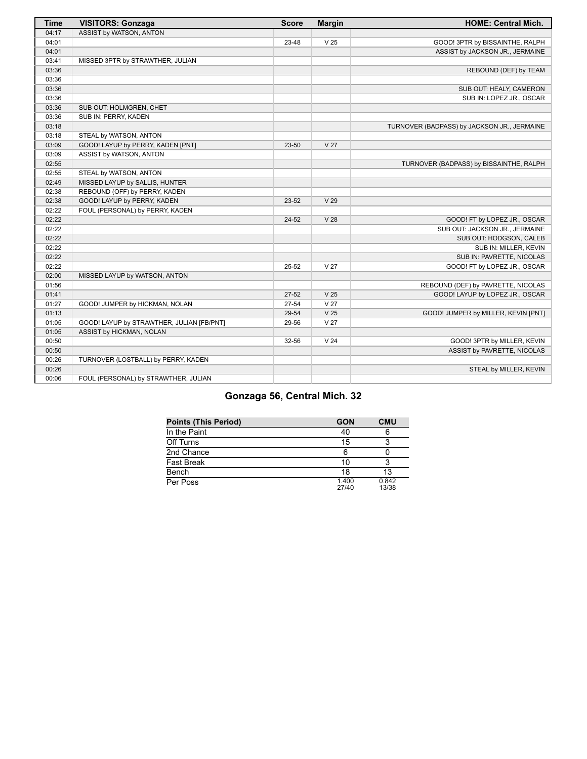| Time | VISITORS: Gonzaga | Score | Margin | HOME: Central Mich. |
|---|---|---|---|---|
| 04:17 | ASSIST by WATSON, ANTON | | | |
| 04:01 | | 23-48 | V 25 | GOOD! 3PTR by BISSAINTHE, RALPH |
| 04:01 | | | | ASSIST by JACKSON JR., JERMAINE |
| 03:41 | MISSED 3PTR by STRAWTHER, JULIAN | | | |
| 03:36 | | | | REBOUND (DEF) by TEAM |
| 03:36 | | | | |
| 03:36 | | | | SUB OUT: HEALY, CAMERON |
| 03:36 | | | | SUB IN: LOPEZ JR., OSCAR |
| 03:36 | SUB OUT: HOLMGREN, CHET | | | |
| 03:36 | SUB IN: PERRY, KADEN | | | |
| 03:18 | | | | TURNOVER (BADPASS) by JACKSON JR., JERMAINE |
| 03:18 | STEAL by WATSON, ANTON | | | |
| 03:09 | GOOD! LAYUP by PERRY, KADEN [PNT] | 23-50 | V 27 | |
| 03:09 | ASSIST by WATSON, ANTON | | | |
| 02:55 | | | | TURNOVER (BADPASS) by BISSAINTHE, RALPH |
| 02:55 | STEAL by WATSON, ANTON | | | |
| 02:49 | MISSED LAYUP by SALLIS, HUNTER | | | |
| 02:38 | REBOUND (OFF) by PERRY, KADEN | | | |
| 02:38 | GOOD! LAYUP by PERRY, KADEN | 23-52 | V 29 | |
| 02:22 | FOUL (PERSONAL) by PERRY, KADEN | | | |
| 02:22 | | 24-52 | V 28 | GOOD! FT by LOPEZ JR., OSCAR |
| 02:22 | | | | SUB OUT: JACKSON JR., JERMAINE |
| 02:22 | | | | SUB OUT: HODGSON, CALEB |
| 02:22 | | | | SUB IN: MILLER, KEVIN |
| 02:22 | | | | SUB IN: PAVRETTE, NICOLAS |
| 02:22 | | 25-52 | V 27 | GOOD! FT by LOPEZ JR., OSCAR |
| 02:00 | MISSED LAYUP by WATSON, ANTON | | | |
| 01:56 | | | | REBOUND (DEF) by PAVRETTE, NICOLAS |
| 01:41 | | 27-52 | V 25 | GOOD! LAYUP by LOPEZ JR., OSCAR |
| 01:27 | GOOD! JUMPER by HICKMAN, NOLAN | 27-54 | V 27 | |
| 01:13 | | 29-54 | V 25 | GOOD! JUMPER by MILLER, KEVIN [PNT] |
| 01:05 | GOOD! LAYUP by STRAWTHER, JULIAN [FB/PNT] | 29-56 | V 27 | |
| 01:05 | ASSIST by HICKMAN, NOLAN | | | |
| 00:50 | | 32-56 | V 24 | GOOD! 3PTR by MILLER, KEVIN |
| 00:50 | | | | ASSIST by PAVRETTE, NICOLAS |
| 00:26 | TURNOVER (LOSTBALL) by PERRY, KADEN | | | |
| 00:26 | | | | STEAL by MILLER, KEVIN |
| 00:06 | FOUL (PERSONAL) by STRAWTHER, JULIAN | | | |

## Gonzaga 56, Central Mich. 32

| Points (This Period) | GON | CMU |
|---|---|---|
| In the Paint | 40 | 6 |
| Off Turns | 15 | 3 |
| 2nd Chance | 6 | 0 |
| Fast Break | 10 | 3 |
| Bench | 18 | 13 |
| Per Poss | 1.400 27/40 | 0.842 13/38 |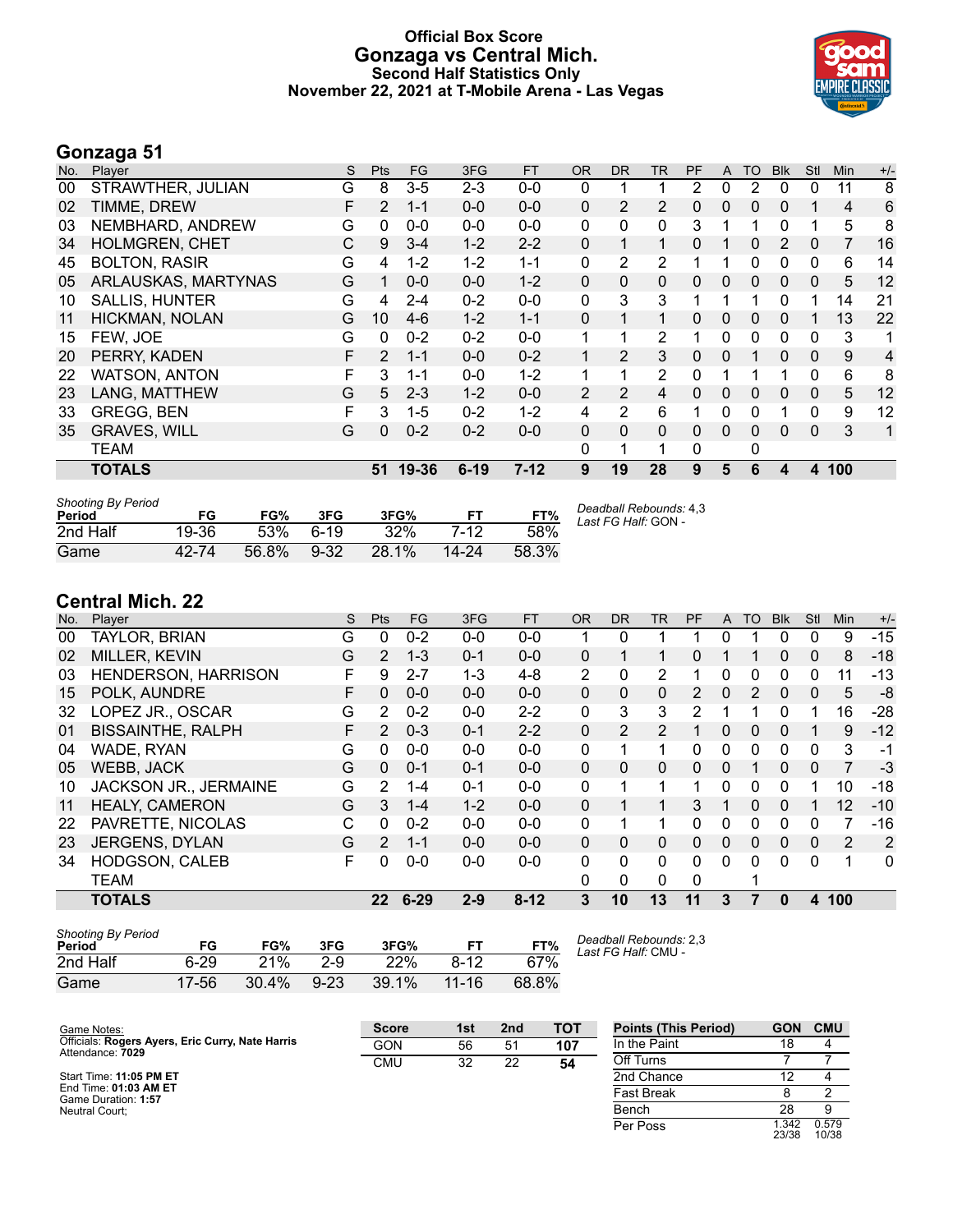# Official Box Score
## Gonzaga vs Central Mich.
### Second Half Statistics Only
### November 22, 2021 at T-Mobile Arena - Las Vegas

## Gonzaga 51

| No. | Player | S | Pts | FG | 3FG | FT | OR | DR | TR | PF | A | TO | Blk | Stl | Min | +/- |
|---|---|---|---|---|---|---|---|---|---|---|---|---|---|---|---|---|
| 00 | STRAWTHER, JULIAN | G | 8 | 3-5 | 2-3 | 0-0 | 0 | 1 | 1 | 2 | 0 | 2 | 0 | 0 | 11 | 8 |
| 02 | TIMME, DREW | F | 2 | 1-1 | 0-0 | 0-0 | 0 | 2 | 2 | 0 | 0 | 0 | 0 | 1 | 4 | 6 |
| 03 | NEMBHARD, ANDREW | G | 0 | 0-0 | 0-0 | 0-0 | 0 | 0 | 0 | 3 | 1 | 1 | 0 | 1 | 5 | 8 |
| 34 | HOLMGREN, CHET | C | 9 | 3-4 | 1-2 | 2-2 | 0 | 1 | 1 | 0 | 1 | 0 | 2 | 0 | 7 | 16 |
| 45 | BOLTON, RASIR | G | 4 | 1-2 | 1-2 | 1-1 | 0 | 2 | 2 | 1 | 1 | 0 | 0 | 0 | 6 | 14 |
| 05 | ARLAUSKAS, MARTYNAS | G | 1 | 0-0 | 0-0 | 1-2 | 0 | 0 | 0 | 0 | 0 | 0 | 0 | 0 | 5 | 12 |
| 10 | SALLIS, HUNTER | G | 4 | 2-4 | 0-2 | 0-0 | 0 | 3 | 3 | 1 | 1 | 1 | 0 | 1 | 14 | 21 |
| 11 | HICKMAN, NOLAN | G | 10 | 4-6 | 1-2 | 1-1 | 0 | 1 | 1 | 0 | 0 | 0 | 0 | 1 | 13 | 22 |
| 15 | FEW, JOE | G | 0 | 0-2 | 0-2 | 0-0 | 1 | 1 | 2 | 1 | 0 | 0 | 0 | 0 | 3 | 1 |
| 20 | PERRY, KADEN | F | 2 | 1-1 | 0-0 | 0-2 | 1 | 2 | 3 | 0 | 0 | 1 | 0 | 0 | 9 | 4 |
| 22 | WATSON, ANTON | F | 3 | 1-1 | 0-0 | 1-2 | 1 | 1 | 2 | 0 | 1 | 1 | 1 | 0 | 6 | 8 |
| 23 | LANG, MATTHEW | G | 5 | 2-3 | 1-2 | 0-0 | 2 | 2 | 4 | 0 | 0 | 0 | 0 | 0 | 5 | 12 |
| 33 | GREGG, BEN | F | 3 | 1-5 | 0-2 | 1-2 | 4 | 2 | 6 | 1 | 0 | 0 | 1 | 0 | 9 | 12 |
| 35 | GRAVES, WILL | G | 0 | 0-2 | 0-2 | 0-0 | 0 | 0 | 0 | 0 | 0 | 0 | 0 | 0 | 3 | 1 |
| | TEAM | | | | | | 0 | 1 | 1 | 0 | | 0 | | | | |
| | **TOTALS** | | **51** | **19-36** | **6-19** | **7-12** | **9** | **19** | **28** | **9** | **5** | **6** | **4** | **4** | **100** | |

*Shooting By Period*

| Period | FG | FG% | 3FG | 3FG% | FT | FT% |
|---|---|---|---|---|---|---|
| 2nd Half | 19-36 | 53% | 6-19 | 32% | 7-12 | 58% |
| Game | 42-74 | 56.8% | 9-32 | 28.1% | 14-24 | 58.3% |

*Deadball Rebounds:* 4,3
*Last FG Half:* GON -

## Central Mich. 22

| No. | Player | S | Pts | FG | 3FG | FT | OR | DR | TR | PF | A | TO | Blk | Stl | Min | +/- |
|---|---|---|---|---|---|---|---|---|---|---|---|---|---|---|---|---|
| 00 | TAYLOR, BRIAN | G | 0 | 0-2 | 0-0 | 0-0 | 1 | 0 | 1 | 1 | 0 | 1 | 0 | 0 | 9 | -15 |
| 02 | MILLER, KEVIN | G | 2 | 1-3 | 0-1 | 0-0 | 0 | 1 | 1 | 0 | 1 | 1 | 0 | 0 | 8 | -18 |
| 03 | HENDERSON, HARRISON | F | 9 | 2-7 | 1-3 | 4-8 | 2 | 0 | 2 | 1 | 0 | 0 | 0 | 0 | 11 | -13 |
| 15 | POLK, AUNDRE | F | 0 | 0-0 | 0-0 | 0-0 | 0 | 0 | 0 | 2 | 0 | 2 | 0 | 0 | 5 | -8 |
| 32 | LOPEZ JR., OSCAR | G | 2 | 0-2 | 0-0 | 2-2 | 0 | 3 | 3 | 2 | 1 | 1 | 0 | 1 | 16 | -28 |
| 01 | BISSAINTHE, RALPH | F | 2 | 0-3 | 0-1 | 2-2 | 0 | 2 | 2 | 1 | 0 | 0 | 0 | 1 | 9 | -12 |
| 04 | WADE, RYAN | G | 0 | 0-0 | 0-0 | 0-0 | 0 | 1 | 1 | 0 | 0 | 0 | 0 | 0 | 3 | -1 |
| 05 | WEBB, JACK | G | 0 | 0-1 | 0-1 | 0-0 | 0 | 0 | 0 | 0 | 0 | 1 | 0 | 0 | 7 | -3 |
| 10 | JACKSON JR., JERMAINE | G | 2 | 1-4 | 0-1 | 0-0 | 0 | 1 | 1 | 1 | 0 | 0 | 0 | 1 | 10 | -18 |
| 11 | HEALY, CAMERON | G | 3 | 1-4 | 1-2 | 0-0 | 0 | 1 | 1 | 3 | 1 | 0 | 0 | 1 | 12 | -10 |
| 22 | PAVRETTE, NICOLAS | C | 0 | 0-2 | 0-0 | 0-0 | 0 | 1 | 1 | 0 | 0 | 0 | 0 | 0 | 7 | -16 |
| 23 | JERGENS, DYLAN | G | 2 | 1-1 | 0-0 | 0-0 | 0 | 0 | 0 | 0 | 0 | 0 | 0 | 0 | 2 | 2 |
| 34 | HODGSON, CALEB | F | 0 | 0-0 | 0-0 | 0-0 | 0 | 0 | 0 | 0 | 0 | 0 | 0 | 0 | 1 | 0 |
| | TEAM | | | | | | 0 | 0 | 0 | 0 | | 1 | | | | |
| | **TOTALS** | | **22** | **6-29** | **2-9** | **8-12** | **3** | **10** | **13** | **11** | **3** | **7** | **0** | **4** | **100** | |

*Shooting By Period*

| Period | FG | FG% | 3FG | 3FG% | FT | FT% |
|---|---|---|---|---|---|---|
| 2nd Half | 6-29 | 21% | 2-9 | 22% | 8-12 | 67% |
| Game | 17-56 | 30.4% | 9-23 | 39.1% | 11-16 | 68.8% |

*Deadball Rebounds:* 2,3
*Last FG Half:* CMU -

Game Notes:
Officials: **Rogers Ayers, Eric Curry, Nate Harris**
Attendance: **7029**

Start Time: **11:05 PM ET**
End Time: **01:03 AM ET**
Game Duration: **1:57**
Neutral Court;

| Score | 1st | 2nd | TOT |
|---|---|---|---|
| GON | 56 | 51 | **107** |
| CMU | 32 | 22 | **54** |

| Points (This Period) | GON | CMU |
|---|---|---|
| In the Paint | 18 | 4 |
| Off Turns | 7 | 7 |
| 2nd Chance | 12 | 4 |
| Fast Break | 8 | 2 |
| Bench | 28 | 9 |
| Per Poss | 1.342 23/38 | 0.579 10/38 |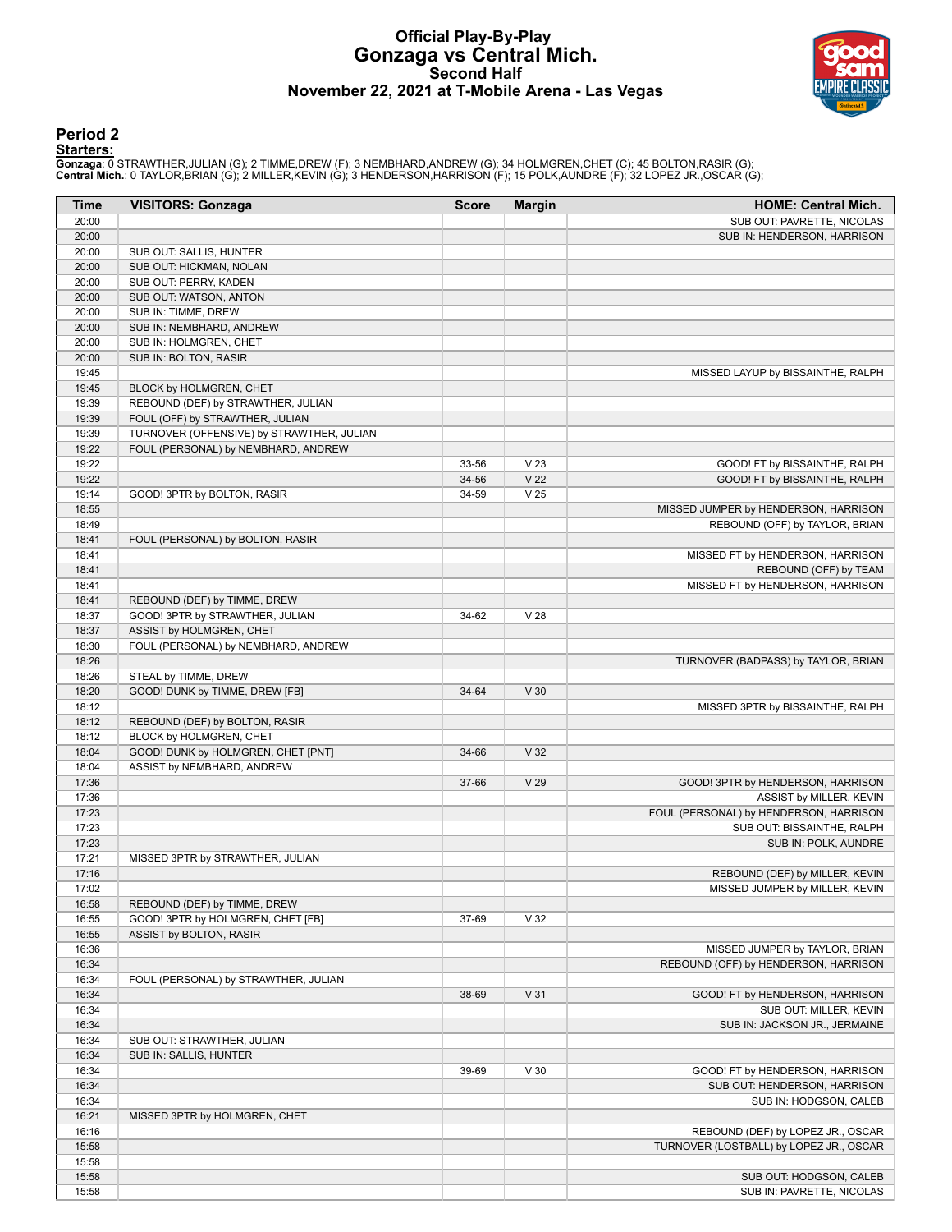# Official Play-By-Play
## Gonzaga vs Central Mich.
### Second Half
### November 22, 2021 at T-Mobile Arena - Las Vegas

## Period 2

**Starters:**

**Gonzaga**: 0 STRAWTHER,JULIAN (G); 2 TIMME,DREW (F); 3 NEMBHARD,ANDREW (G); 34 HOLMGREN,CHET (C); 45 BOLTON,RASIR (G);
**Central Mich.**: 0 TAYLOR,BRIAN (G); 2 MILLER,KEVIN (G); 3 HENDERSON,HARRISON (F); 15 POLK,AUNDRE (F); 32 LOPEZ JR.,OSCAR (G);

| Time | VISITORS: Gonzaga | Score | Margin | HOME: Central Mich. |
|---|---|---|---|---|
| 20:00 | | | | SUB OUT: PAVRETTE, NICOLAS |
| 20:00 | | | | SUB IN: HENDERSON, HARRISON |
| 20:00 | SUB OUT: SALLIS, HUNTER | | | |
| 20:00 | SUB OUT: HICKMAN, NOLAN | | | |
| 20:00 | SUB OUT: PERRY, KADEN | | | |
| 20:00 | SUB OUT: WATSON, ANTON | | | |
| 20:00 | SUB IN: TIMME, DREW | | | |
| 20:00 | SUB IN: NEMBHARD, ANDREW | | | |
| 20:00 | SUB IN: HOLMGREN, CHET | | | |
| 20:00 | SUB IN: BOLTON, RASIR | | | |
| 19:45 | | | | MISSED LAYUP by BISSAINTHE, RALPH |
| 19:45 | BLOCK by HOLMGREN, CHET | | | |
| 19:39 | REBOUND (DEF) by STRAWTHER, JULIAN | | | |
| 19:39 | FOUL (OFF) by STRAWTHER, JULIAN | | | |
| 19:39 | TURNOVER (OFFENSIVE) by STRAWTHER, JULIAN | | | |
| 19:22 | FOUL (PERSONAL) by NEMBHARD, ANDREW | | | |
| 19:22 | | 33-56 | V 23 | GOOD! FT by BISSAINTHE, RALPH |
| 19:22 | | 34-56 | V 22 | GOOD! FT by BISSAINTHE, RALPH |
| 19:14 | GOOD! 3PTR by BOLTON, RASIR | 34-59 | V 25 | |
| 18:55 | | | | MISSED JUMPER by HENDERSON, HARRISON |
| 18:49 | | | | REBOUND (OFF) by TAYLOR, BRIAN |
| 18:41 | FOUL (PERSONAL) by BOLTON, RASIR | | | |
| 18:41 | | | | MISSED FT by HENDERSON, HARRISON |
| 18:41 | | | | REBOUND (OFF) by TEAM |
| 18:41 | | | | MISSED FT by HENDERSON, HARRISON |
| 18:41 | REBOUND (DEF) by TIMME, DREW | | | |
| 18:37 | GOOD! 3PTR by STRAWTHER, JULIAN | 34-62 | V 28 | |
| 18:37 | ASSIST by HOLMGREN, CHET | | | |
| 18:30 | FOUL (PERSONAL) by NEMBHARD, ANDREW | | | |
| 18:26 | | | | TURNOVER (BADPASS) by TAYLOR, BRIAN |
| 18:26 | STEAL by TIMME, DREW | | | |
| 18:20 | GOOD! DUNK by TIMME, DREW [FB] | 34-64 | V 30 | |
| 18:12 | | | | MISSED 3PTR by BISSAINTHE, RALPH |
| 18:12 | REBOUND (DEF) by BOLTON, RASIR | | | |
| 18:12 | BLOCK by HOLMGREN, CHET | | | |
| 18:04 | GOOD! DUNK by HOLMGREN, CHET [PNT] | 34-66 | V 32 | |
| 18:04 | ASSIST by NEMBHARD, ANDREW | | | |
| 17:36 | | 37-66 | V 29 | GOOD! 3PTR by HENDERSON, HARRISON |
| 17:36 | | | | ASSIST by MILLER, KEVIN |
| 17:23 | | | | FOUL (PERSONAL) by HENDERSON, HARRISON |
| 17:23 | | | | SUB OUT: BISSAINTHE, RALPH |
| 17:23 | | | | SUB IN: POLK, AUNDRE |
| 17:21 | MISSED 3PTR by STRAWTHER, JULIAN | | | |
| 17:16 | | | | REBOUND (DEF) by MILLER, KEVIN |
| 17:02 | | | | MISSED JUMPER by MILLER, KEVIN |
| 16:58 | REBOUND (DEF) by TIMME, DREW | | | |
| 16:55 | GOOD! 3PTR by HOLMGREN, CHET [FB] | 37-69 | V 32 | |
| 16:55 | ASSIST by BOLTON, RASIR | | | |
| 16:36 | | | | MISSED JUMPER by TAYLOR, BRIAN |
| 16:34 | | | | REBOUND (OFF) by HENDERSON, HARRISON |
| 16:34 | FOUL (PERSONAL) by STRAWTHER, JULIAN | | | |
| 16:34 | | 38-69 | V 31 | GOOD! FT by HENDERSON, HARRISON |
| 16:34 | | | | SUB OUT: MILLER, KEVIN |
| 16:34 | | | | SUB IN: JACKSON JR., JERMAINE |
| 16:34 | SUB OUT: STRAWTHER, JULIAN | | | |
| 16:34 | SUB IN: SALLIS, HUNTER | | | |
| 16:34 | | 39-69 | V 30 | GOOD! FT by HENDERSON, HARRISON |
| 16:34 | | | | SUB OUT: HENDERSON, HARRISON |
| 16:34 | | | | SUB IN: HODGSON, CALEB |
| 16:21 | MISSED 3PTR by HOLMGREN, CHET | | | |
| 16:16 | | | | REBOUND (DEF) by LOPEZ JR., OSCAR |
| 15:58 | | | | TURNOVER (LOSTBALL) by LOPEZ JR., OSCAR |
| 15:58 | | | | |
| 15:58 | | | | SUB OUT: HODGSON, CALEB |
| 15:58 | | | | SUB IN: PAVRETTE, NICOLAS |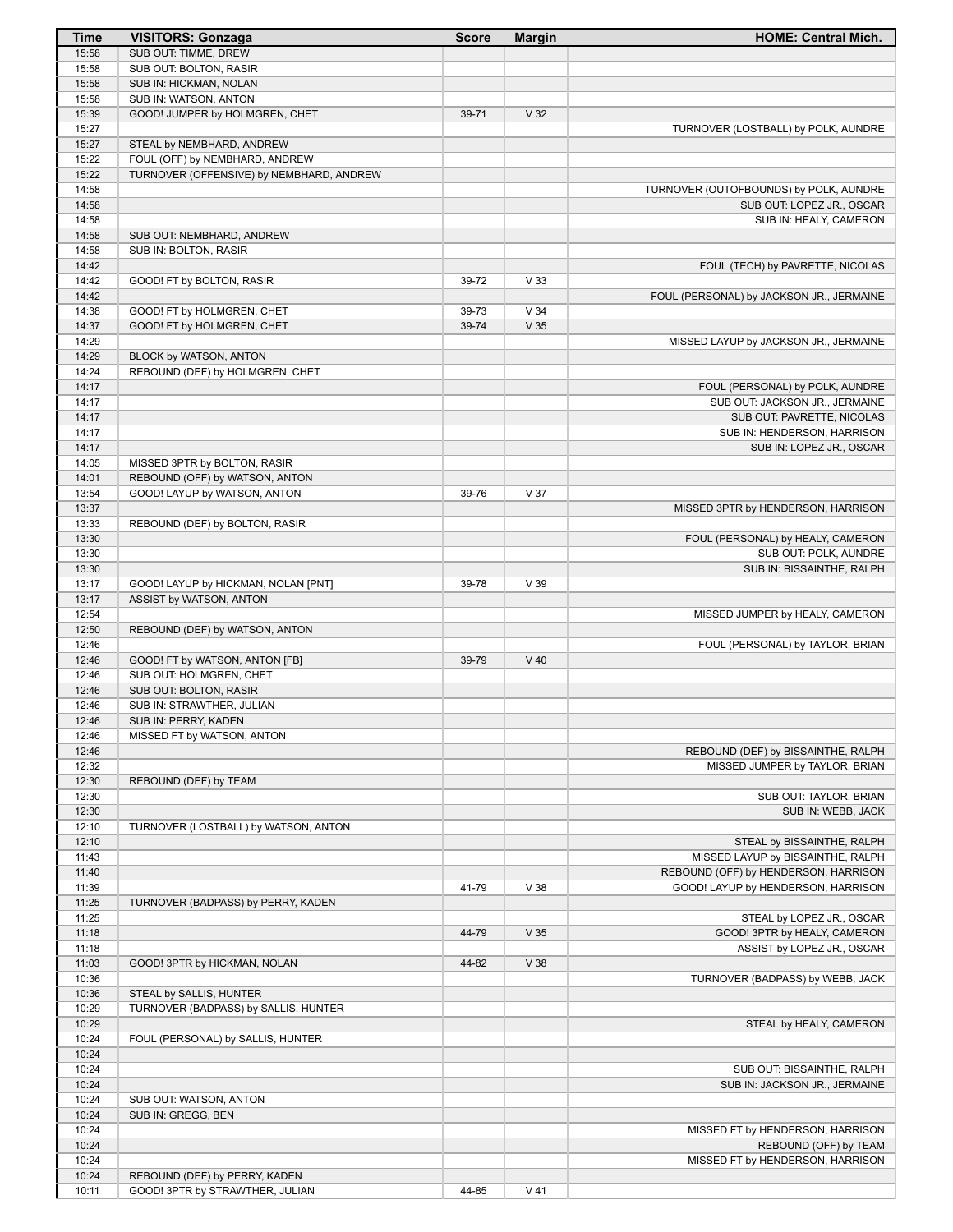| Time | VISITORS: Gonzaga | Score | Margin | HOME: Central Mich. |
|---|---|---|---|---|
| 15:58 | SUB OUT: TIMME, DREW | | | |
| 15:58 | SUB OUT: BOLTON, RASIR | | | |
| 15:58 | SUB IN: HICKMAN, NOLAN | | | |
| 15:58 | SUB IN: WATSON, ANTON | | | |
| 15:39 | GOOD! JUMPER by HOLMGREN, CHET | 39-71 | V 32 | |
| 15:27 | | | | TURNOVER (LOSTBALL) by POLK, AUNDRE |
| 15:27 | STEAL by NEMBHARD, ANDREW | | | |
| 15:22 | FOUL (OFF) by NEMBHARD, ANDREW | | | |
| 15:22 | TURNOVER (OFFENSIVE) by NEMBHARD, ANDREW | | | |
| 14:58 | | | | TURNOVER (OUTOFBOUNDS) by POLK, AUNDRE |
| 14:58 | | | | SUB OUT: LOPEZ JR., OSCAR |
| 14:58 | | | | SUB IN: HEALY, CAMERON |
| 14:58 | SUB OUT: NEMBHARD, ANDREW | | | |
| 14:58 | SUB IN: BOLTON, RASIR | | | |
| 14:42 | | | | FOUL (TECH) by PAVRETTE, NICOLAS |
| 14:42 | GOOD! FT by BOLTON, RASIR | 39-72 | V 33 | |
| 14:42 | | | | FOUL (PERSONAL) by JACKSON JR., JERMAINE |
| 14:38 | GOOD! FT by HOLMGREN, CHET | 39-73 | V 34 | |
| 14:37 | GOOD! FT by HOLMGREN, CHET | 39-74 | V 35 | |
| 14:29 | | | | MISSED LAYUP by JACKSON JR., JERMAINE |
| 14:29 | BLOCK by WATSON, ANTON | | | |
| 14:24 | REBOUND (DEF) by HOLMGREN, CHET | | | |
| 14:17 | | | | FOUL (PERSONAL) by POLK, AUNDRE |
| 14:17 | | | | SUB OUT: JACKSON JR., JERMAINE |
| 14:17 | | | | SUB OUT: PAVRETTE, NICOLAS |
| 14:17 | | | | SUB IN: HENDERSON, HARRISON |
| 14:17 | | | | SUB IN: LOPEZ JR., OSCAR |
| 14:05 | MISSED 3PTR by BOLTON, RASIR | | | |
| 14:01 | REBOUND (OFF) by WATSON, ANTON | | | |
| 13:54 | GOOD! LAYUP by WATSON, ANTON | 39-76 | V 37 | |
| 13:37 | | | | MISSED 3PTR by HENDERSON, HARRISON |
| 13:33 | REBOUND (DEF) by BOLTON, RASIR | | | |
| 13:30 | | | | FOUL (PERSONAL) by HEALY, CAMERON |
| 13:30 | | | | SUB OUT: POLK, AUNDRE |
| 13:30 | | | | SUB IN: BISSAINTHE, RALPH |
| 13:17 | GOOD! LAYUP by HICKMAN, NOLAN [PNT] | 39-78 | V 39 | |
| 13:17 | ASSIST by WATSON, ANTON | | | |
| 12:54 | | | | MISSED JUMPER by HEALY, CAMERON |
| 12:50 | REBOUND (DEF) by WATSON, ANTON | | | |
| 12:46 | | | | FOUL (PERSONAL) by TAYLOR, BRIAN |
| 12:46 | GOOD! FT by WATSON, ANTON [FB] | 39-79 | V 40 | |
| 12:46 | SUB OUT: HOLMGREN, CHET | | | |
| 12:46 | SUB OUT: BOLTON, RASIR | | | |
| 12:46 | SUB IN: STRAWTHER, JULIAN | | | |
| 12:46 | SUB IN: PERRY, KADEN | | | |
| 12:46 | MISSED FT by WATSON, ANTON | | | |
| 12:46 | | | | REBOUND (DEF) by BISSAINTHE, RALPH |
| 12:32 | | | | MISSED JUMPER by TAYLOR, BRIAN |
| 12:30 | REBOUND (DEF) by TEAM | | | |
| 12:30 | | | | SUB OUT: TAYLOR, BRIAN |
| 12:30 | | | | SUB IN: WEBB, JACK |
| 12:10 | TURNOVER (LOSTBALL) by WATSON, ANTON | | | |
| 12:10 | | | | STEAL by BISSAINTHE, RALPH |
| 11:43 | | | | MISSED LAYUP by BISSAINTHE, RALPH |
| 11:40 | | | | REBOUND (OFF) by HENDERSON, HARRISON |
| 11:39 | | 41-79 | V 38 | GOOD! LAYUP by HENDERSON, HARRISON |
| 11:25 | TURNOVER (BADPASS) by PERRY, KADEN | | | |
| 11:25 | | | | STEAL by LOPEZ JR., OSCAR |
| 11:18 | | 44-79 | V 35 | GOOD! 3PTR by HEALY, CAMERON |
| 11:18 | | | | ASSIST by LOPEZ JR., OSCAR |
| 11:03 | GOOD! 3PTR by HICKMAN, NOLAN | 44-82 | V 38 | |
| 10:36 | | | | TURNOVER (BADPASS) by WEBB, JACK |
| 10:36 | STEAL by SALLIS, HUNTER | | | |
| 10:29 | TURNOVER (BADPASS) by SALLIS, HUNTER | | | |
| 10:29 | | | | STEAL by HEALY, CAMERON |
| 10:24 | FOUL (PERSONAL) by SALLIS, HUNTER | | | |
| 10:24 | | | | |
| 10:24 | | | | SUB OUT: BISSAINTHE, RALPH |
| 10:24 | | | | SUB IN: JACKSON JR., JERMAINE |
| 10:24 | SUB OUT: WATSON, ANTON | | | |
| 10:24 | SUB IN: GREGG, BEN | | | |
| 10:24 | | | | MISSED FT by HENDERSON, HARRISON |
| 10:24 | | | | REBOUND (OFF) by TEAM |
| 10:24 | | | | MISSED FT by HENDERSON, HARRISON |
| 10:24 | REBOUND (DEF) by PERRY, KADEN | | | |
| 10:11 | GOOD! 3PTR by STRAWTHER, JULIAN | 44-85 | V 41 | |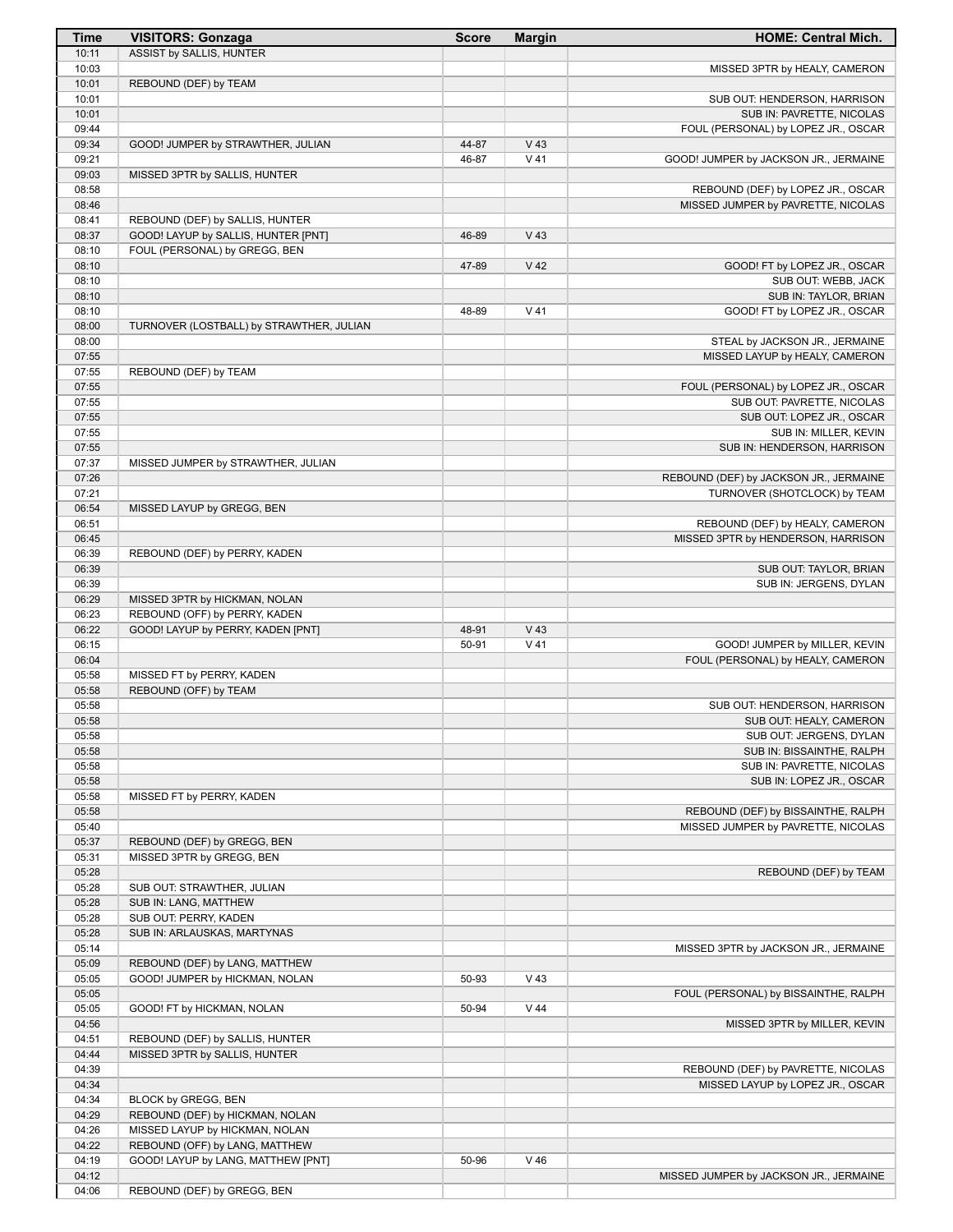| Time | VISITORS: Gonzaga | Score | Margin | HOME: Central Mich. |
|---|---|---|---|---|
| 10:11 | ASSIST by SALLIS, HUNTER | | | |
| 10:03 | | | | MISSED 3PTR by HEALY, CAMERON |
| 10:01 | REBOUND (DEF) by TEAM | | | |
| 10:01 | | | | SUB OUT: HENDERSON, HARRISON |
| 10:01 | | | | SUB IN: PAVRETTE, NICOLAS |
| 09:44 | | | | FOUL (PERSONAL) by LOPEZ JR., OSCAR |
| 09:34 | GOOD! JUMPER by STRAWTHER, JULIAN | 44-87 | V 43 | |
| 09:21 | | 46-87 | V 41 | GOOD! JUMPER by JACKSON JR., JERMAINE |
| 09:03 | MISSED 3PTR by SALLIS, HUNTER | | | |
| 08:58 | | | | REBOUND (DEF) by LOPEZ JR., OSCAR |
| 08:46 | | | | MISSED JUMPER by PAVRETTE, NICOLAS |
| 08:41 | REBOUND (DEF) by SALLIS, HUNTER | | | |
| 08:37 | GOOD! LAYUP by SALLIS, HUNTER [PNT] | 46-89 | V 43 | |
| 08:10 | FOUL (PERSONAL) by GREGG, BEN | | | |
| 08:10 | | 47-89 | V 42 | GOOD! FT by LOPEZ JR., OSCAR |
| 08:10 | | | | SUB OUT: WEBB, JACK |
| 08:10 | | | | SUB IN: TAYLOR, BRIAN |
| 08:10 | | 48-89 | V 41 | GOOD! FT by LOPEZ JR., OSCAR |
| 08:00 | TURNOVER (LOSTBALL) by STRAWTHER, JULIAN | | | |
| 08:00 | | | | STEAL by JACKSON JR., JERMAINE |
| 07:55 | | | | MISSED LAYUP by HEALY, CAMERON |
| 07:55 | REBOUND (DEF) by TEAM | | | |
| 07:55 | | | | FOUL (PERSONAL) by LOPEZ JR., OSCAR |
| 07:55 | | | | SUB OUT: PAVRETTE, NICOLAS |
| 07:55 | | | | SUB OUT: LOPEZ JR., OSCAR |
| 07:55 | | | | SUB IN: MILLER, KEVIN |
| 07:55 | | | | SUB IN: HENDERSON, HARRISON |
| 07:37 | MISSED JUMPER by STRAWTHER, JULIAN | | | |
| 07:26 | | | | REBOUND (DEF) by JACKSON JR., JERMAINE |
| 07:21 | | | | TURNOVER (SHOTCLOCK) by TEAM |
| 06:54 | MISSED LAYUP by GREGG, BEN | | | |
| 06:51 | | | | REBOUND (DEF) by HEALY, CAMERON |
| 06:45 | | | | MISSED 3PTR by HENDERSON, HARRISON |
| 06:39 | REBOUND (DEF) by PERRY, KADEN | | | |
| 06:39 | | | | SUB OUT: TAYLOR, BRIAN |
| 06:39 | | | | SUB IN: JERGENS, DYLAN |
| 06:29 | MISSED 3PTR by HICKMAN, NOLAN | | | |
| 06:23 | REBOUND (OFF) by PERRY, KADEN | | | |
| 06:22 | GOOD! LAYUP by PERRY, KADEN [PNT] | 48-91 | V 43 | |
| 06:15 | | 50-91 | V 41 | GOOD! JUMPER by MILLER, KEVIN |
| 06:04 | | | | FOUL (PERSONAL) by HEALY, CAMERON |
| 05:58 | MISSED FT by PERRY, KADEN | | | |
| 05:58 | REBOUND (OFF) by TEAM | | | |
| 05:58 | | | | SUB OUT: HENDERSON, HARRISON |
| 05:58 | | | | SUB OUT: HEALY, CAMERON |
| 05:58 | | | | SUB OUT: JERGENS, DYLAN |
| 05:58 | | | | SUB IN: BISSAINTHE, RALPH |
| 05:58 | | | | SUB IN: PAVRETTE, NICOLAS |
| 05:58 | | | | SUB IN: LOPEZ JR., OSCAR |
| 05:58 | MISSED FT by PERRY, KADEN | | | |
| 05:58 | | | | REBOUND (DEF) by BISSAINTHE, RALPH |
| 05:40 | | | | MISSED JUMPER by PAVRETTE, NICOLAS |
| 05:37 | REBOUND (DEF) by GREGG, BEN | | | |
| 05:31 | MISSED 3PTR by GREGG, BEN | | | |
| 05:28 | | | | REBOUND (DEF) by TEAM |
| 05:28 | SUB OUT: STRAWTHER, JULIAN | | | |
| 05:28 | SUB IN: LANG, MATTHEW | | | |
| 05:28 | SUB OUT: PERRY, KADEN | | | |
| 05:28 | SUB IN: ARLAUSKAS, MARTYNAS | | | |
| 05:14 | | | | MISSED 3PTR by JACKSON JR., JERMAINE |
| 05:09 | REBOUND (DEF) by LANG, MATTHEW | | | |
| 05:05 | GOOD! JUMPER by HICKMAN, NOLAN | 50-93 | V 43 | |
| 05:05 | | | | FOUL (PERSONAL) by BISSAINTHE, RALPH |
| 05:05 | GOOD! FT by HICKMAN, NOLAN | 50-94 | V 44 | |
| 04:56 | | | | MISSED 3PTR by MILLER, KEVIN |
| 04:51 | REBOUND (DEF) by SALLIS, HUNTER | | | |
| 04:44 | MISSED 3PTR by SALLIS, HUNTER | | | |
| 04:39 | | | | REBOUND (DEF) by PAVRETTE, NICOLAS |
| 04:34 | | | | MISSED LAYUP by LOPEZ JR., OSCAR |
| 04:34 | BLOCK by GREGG, BEN | | | |
| 04:29 | REBOUND (DEF) by HICKMAN, NOLAN | | | |
| 04:26 | MISSED LAYUP by HICKMAN, NOLAN | | | |
| 04:22 | REBOUND (OFF) by LANG, MATTHEW | | | |
| 04:19 | GOOD! LAYUP by LANG, MATTHEW [PNT] | 50-96 | V 46 | |
| 04:12 | | | | MISSED JUMPER by JACKSON JR., JERMAINE |
| 04:06 | REBOUND (DEF) by GREGG, BEN | | | |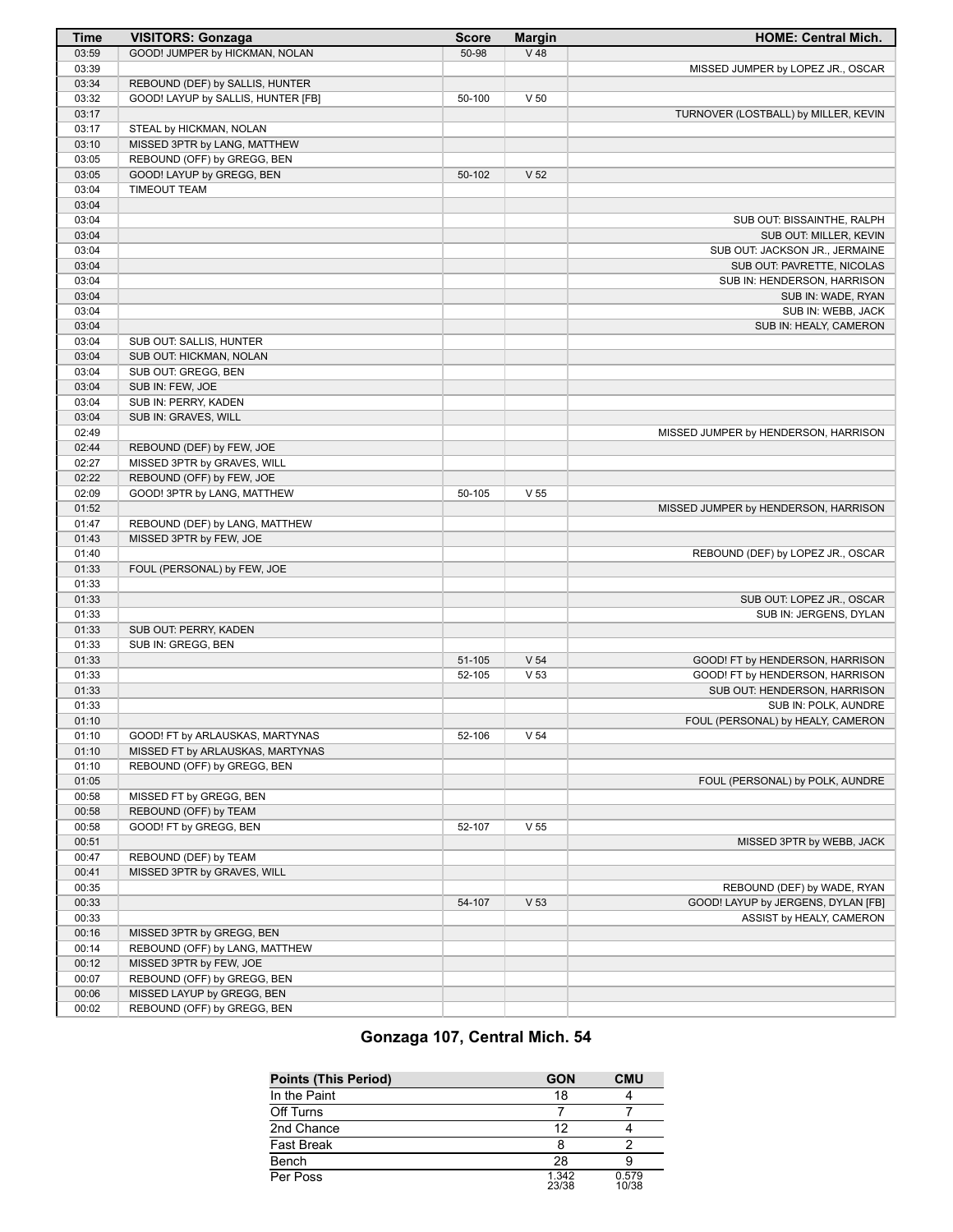| Time | VISITORS: Gonzaga | Score | Margin | HOME: Central Mich. |
|---|---|---|---|---|
| 03:59 | GOOD! JUMPER by HICKMAN, NOLAN | 50-98 | V 48 | |
| 03:39 | | | | MISSED JUMPER by LOPEZ JR., OSCAR |
| 03:34 | REBOUND (DEF) by SALLIS, HUNTER | | | |
| 03:32 | GOOD! LAYUP by SALLIS, HUNTER [FB] | 50-100 | V 50 | |
| 03:17 | | | | TURNOVER (LOSTBALL) by MILLER, KEVIN |
| 03:17 | STEAL by HICKMAN, NOLAN | | | |
| 03:10 | MISSED 3PTR by LANG, MATTHEW | | | |
| 03:05 | REBOUND (OFF) by GREGG, BEN | | | |
| 03:05 | GOOD! LAYUP by GREGG, BEN | 50-102 | V 52 | |
| 03:04 | TIMEOUT TEAM | | | |
| 03:04 | | | | |
| 03:04 | | | | SUB OUT: BISSAINTHE, RALPH |
| 03:04 | | | | SUB OUT: MILLER, KEVIN |
| 03:04 | | | | SUB OUT: JACKSON JR., JERMAINE |
| 03:04 | | | | SUB OUT: PAVRETTE, NICOLAS |
| 03:04 | | | | SUB IN: HENDERSON, HARRISON |
| 03:04 | | | | SUB IN: WADE, RYAN |
| 03:04 | | | | SUB IN: WEBB, JACK |
| 03:04 | | | | SUB IN: HEALY, CAMERON |
| 03:04 | SUB OUT: SALLIS, HUNTER | | | |
| 03:04 | SUB OUT: HICKMAN, NOLAN | | | |
| 03:04 | SUB OUT: GREGG, BEN | | | |
| 03:04 | SUB IN: FEW, JOE | | | |
| 03:04 | SUB IN: PERRY, KADEN | | | |
| 03:04 | SUB IN: GRAVES, WILL | | | |
| 02:49 | | | | MISSED JUMPER by HENDERSON, HARRISON |
| 02:44 | REBOUND (DEF) by FEW, JOE | | | |
| 02:27 | MISSED 3PTR by GRAVES, WILL | | | |
| 02:22 | REBOUND (OFF) by FEW, JOE | | | |
| 02:09 | GOOD! 3PTR by LANG, MATTHEW | 50-105 | V 55 | |
| 01:52 | | | | MISSED JUMPER by HENDERSON, HARRISON |
| 01:47 | REBOUND (DEF) by LANG, MATTHEW | | | |
| 01:43 | MISSED 3PTR by FEW, JOE | | | |
| 01:40 | | | | REBOUND (DEF) by LOPEZ JR., OSCAR |
| 01:33 | FOUL (PERSONAL) by FEW, JOE | | | |
| 01:33 | | | | |
| 01:33 | | | | SUB OUT: LOPEZ JR., OSCAR |
| 01:33 | | | | SUB IN: JERGENS, DYLAN |
| 01:33 | SUB OUT: PERRY, KADEN | | | |
| 01:33 | SUB IN: GREGG, BEN | | | |
| 01:33 | | 51-105 | V 54 | GOOD! FT by HENDERSON, HARRISON |
| 01:33 | | 52-105 | V 53 | GOOD! FT by HENDERSON, HARRISON |
| 01:33 | | | | SUB OUT: HENDERSON, HARRISON |
| 01:33 | | | | SUB IN: POLK, AUNDRE |
| 01:10 | | | | FOUL (PERSONAL) by HEALY, CAMERON |
| 01:10 | GOOD! FT by ARLAUSKAS, MARTYNAS | 52-106 | V 54 | |
| 01:10 | MISSED FT by ARLAUSKAS, MARTYNAS | | | |
| 01:10 | REBOUND (OFF) by GREGG, BEN | | | |
| 01:05 | | | | FOUL (PERSONAL) by POLK, AUNDRE |
| 00:58 | MISSED FT by GREGG, BEN | | | |
| 00:58 | REBOUND (OFF) by TEAM | | | |
| 00:58 | GOOD! FT by GREGG, BEN | 52-107 | V 55 | |
| 00:51 | | | | MISSED 3PTR by WEBB, JACK |
| 00:47 | REBOUND (DEF) by TEAM | | | |
| 00:41 | MISSED 3PTR by GRAVES, WILL | | | |
| 00:35 | | | | REBOUND (DEF) by WADE, RYAN |
| 00:33 | | 54-107 | V 53 | GOOD! LAYUP by JERGENS, DYLAN [FB] |
| 00:33 | | | | ASSIST by HEALY, CAMERON |
| 00:16 | MISSED 3PTR by GREGG, BEN | | | |
| 00:14 | REBOUND (OFF) by LANG, MATTHEW | | | |
| 00:12 | MISSED 3PTR by FEW, JOE | | | |
| 00:07 | REBOUND (OFF) by GREGG, BEN | | | |
| 00:06 | MISSED LAYUP by GREGG, BEN | | | |
| 00:02 | REBOUND (OFF) by GREGG, BEN | | | |

## Gonzaga 107, Central Mich. 54

| Points (This Period) | GON | CMU |
|---|---|---|
| In the Paint | 18 | 4 |
| Off Turns | 7 | 7 |
| 2nd Chance | 12 | 4 |
| Fast Break | 8 | 2 |
| Bench | 28 | 9 |
| Per Poss | 1.342 23/38 | 0.579 10/38 |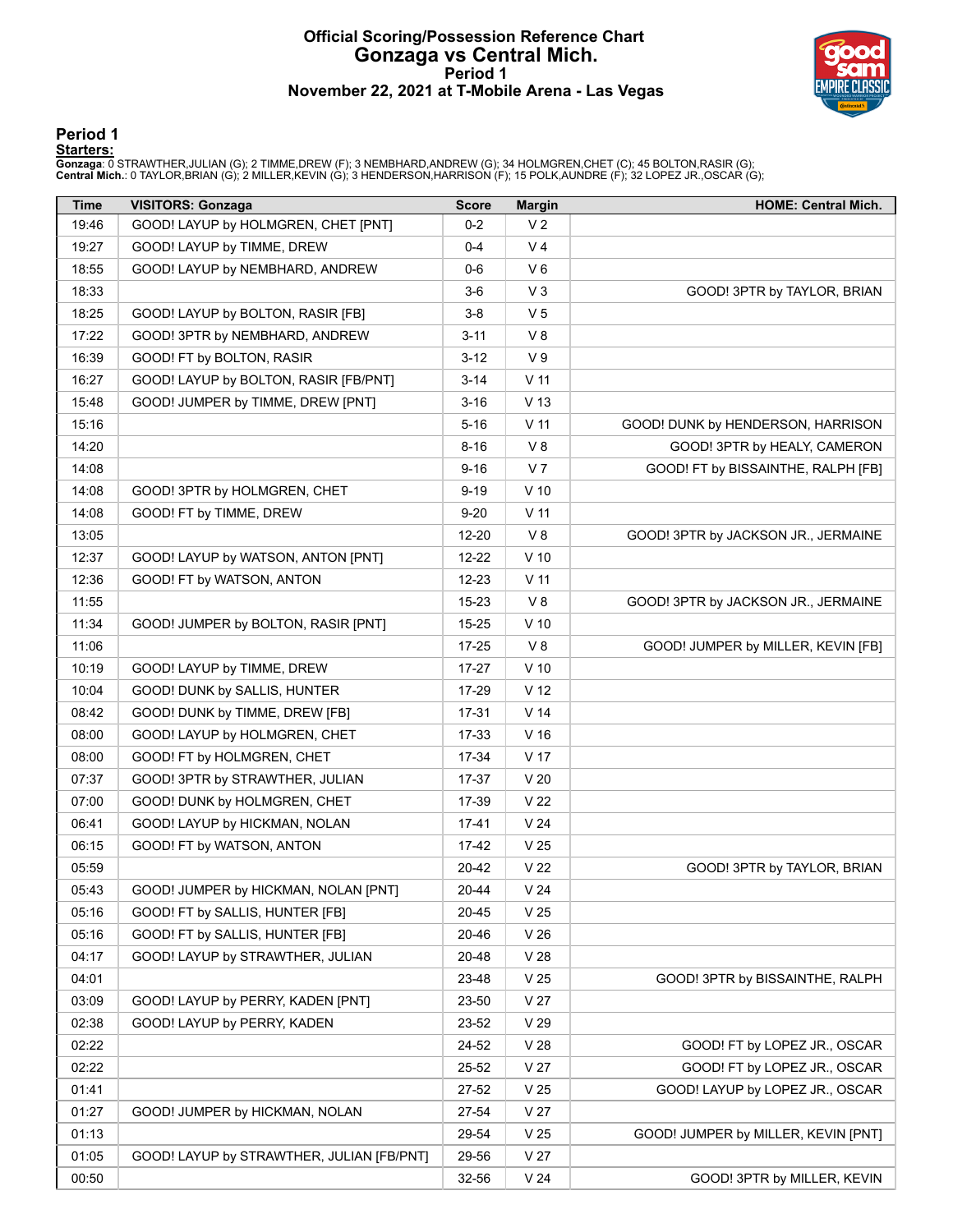# Official Scoring/Possession Reference Chart
## Gonzaga vs Central Mich.
### Period 1
### November 22, 2021 at T-Mobile Arena - Las Vegas

## Period 1

**Starters:**

**Gonzaga**: 0 STRAWTHER,JULIAN (G); 2 TIMME,DREW (F); 3 NEMBHARD,ANDREW (G); 34 HOLMGREN,CHET (C); 45 BOLTON,RASIR (G);
**Central Mich.**: 0 TAYLOR,BRIAN (G); 2 MILLER,KEVIN (G); 3 HENDERSON,HARRISON (F); 15 POLK,AUNDRE (F); 32 LOPEZ JR.,OSCAR (G);

| Time | VISITORS: Gonzaga | Score | Margin | HOME: Central Mich. |
|---|---|---|---|---|
| 19:46 | GOOD! LAYUP by HOLMGREN, CHET [PNT] | 0-2 | V 2 | |
| 19:27 | GOOD! LAYUP by TIMME, DREW | 0-4 | V 4 | |
| 18:55 | GOOD! LAYUP by NEMBHARD, ANDREW | 0-6 | V 6 | |
| 18:33 | | 3-6 | V 3 | GOOD! 3PTR by TAYLOR, BRIAN |
| 18:25 | GOOD! LAYUP by BOLTON, RASIR [FB] | 3-8 | V 5 | |
| 17:22 | GOOD! 3PTR by NEMBHARD, ANDREW | 3-11 | V 8 | |
| 16:39 | GOOD! FT by BOLTON, RASIR | 3-12 | V 9 | |
| 16:27 | GOOD! LAYUP by BOLTON, RASIR [FB/PNT] | 3-14 | V 11 | |
| 15:48 | GOOD! JUMPER by TIMME, DREW [PNT] | 3-16 | V 13 | |
| 15:16 | | 5-16 | V 11 | GOOD! DUNK by HENDERSON, HARRISON |
| 14:20 | | 8-16 | V 8 | GOOD! 3PTR by HEALY, CAMERON |
| 14:08 | | 9-16 | V 7 | GOOD! FT by BISSAINTHE, RALPH [FB] |
| 14:08 | GOOD! 3PTR by HOLMGREN, CHET | 9-19 | V 10 | |
| 14:08 | GOOD! FT by TIMME, DREW | 9-20 | V 11 | |
| 13:05 | | 12-20 | V 8 | GOOD! 3PTR by JACKSON JR., JERMAINE |
| 12:37 | GOOD! LAYUP by WATSON, ANTON [PNT] | 12-22 | V 10 | |
| 12:36 | GOOD! FT by WATSON, ANTON | 12-23 | V 11 | |
| 11:55 | | 15-23 | V 8 | GOOD! 3PTR by JACKSON JR., JERMAINE |
| 11:34 | GOOD! JUMPER by BOLTON, RASIR [PNT] | 15-25 | V 10 | |
| 11:06 | | 17-25 | V 8 | GOOD! JUMPER by MILLER, KEVIN [FB] |
| 10:19 | GOOD! LAYUP by TIMME, DREW | 17-27 | V 10 | |
| 10:04 | GOOD! DUNK by SALLIS, HUNTER | 17-29 | V 12 | |
| 08:42 | GOOD! DUNK by TIMME, DREW [FB] | 17-31 | V 14 | |
| 08:00 | GOOD! LAYUP by HOLMGREN, CHET | 17-33 | V 16 | |
| 08:00 | GOOD! FT by HOLMGREN, CHET | 17-34 | V 17 | |
| 07:37 | GOOD! 3PTR by STRAWTHER, JULIAN | 17-37 | V 20 | |
| 07:00 | GOOD! DUNK by HOLMGREN, CHET | 17-39 | V 22 | |
| 06:41 | GOOD! LAYUP by HICKMAN, NOLAN | 17-41 | V 24 | |
| 06:15 | GOOD! FT by WATSON, ANTON | 17-42 | V 25 | |
| 05:59 | | 20-42 | V 22 | GOOD! 3PTR by TAYLOR, BRIAN |
| 05:43 | GOOD! JUMPER by HICKMAN, NOLAN [PNT] | 20-44 | V 24 | |
| 05:16 | GOOD! FT by SALLIS, HUNTER [FB] | 20-45 | V 25 | |
| 05:16 | GOOD! FT by SALLIS, HUNTER [FB] | 20-46 | V 26 | |
| 04:17 | GOOD! LAYUP by STRAWTHER, JULIAN | 20-48 | V 28 | |
| 04:01 | | 23-48 | V 25 | GOOD! 3PTR by BISSAINTHE, RALPH |
| 03:09 | GOOD! LAYUP by PERRY, KADEN [PNT] | 23-50 | V 27 | |
| 02:38 | GOOD! LAYUP by PERRY, KADEN | 23-52 | V 29 | |
| 02:22 | | 24-52 | V 28 | GOOD! FT by LOPEZ JR., OSCAR |
| 02:22 | | 25-52 | V 27 | GOOD! FT by LOPEZ JR., OSCAR |
| 01:41 | | 27-52 | V 25 | GOOD! LAYUP by LOPEZ JR., OSCAR |
| 01:27 | GOOD! JUMPER by HICKMAN, NOLAN | 27-54 | V 27 | |
| 01:13 | | 29-54 | V 25 | GOOD! JUMPER by MILLER, KEVIN [PNT] |
| 01:05 | GOOD! LAYUP by STRAWTHER, JULIAN [FB/PNT] | 29-56 | V 27 | |
| 00:50 | | 32-56 | V 24 | GOOD! 3PTR by MILLER, KEVIN |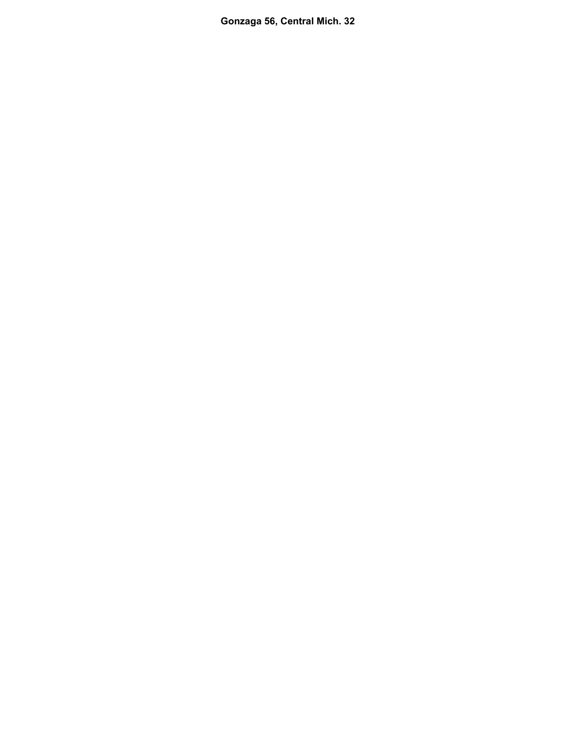**Gonzaga 56, Central Mich. 32**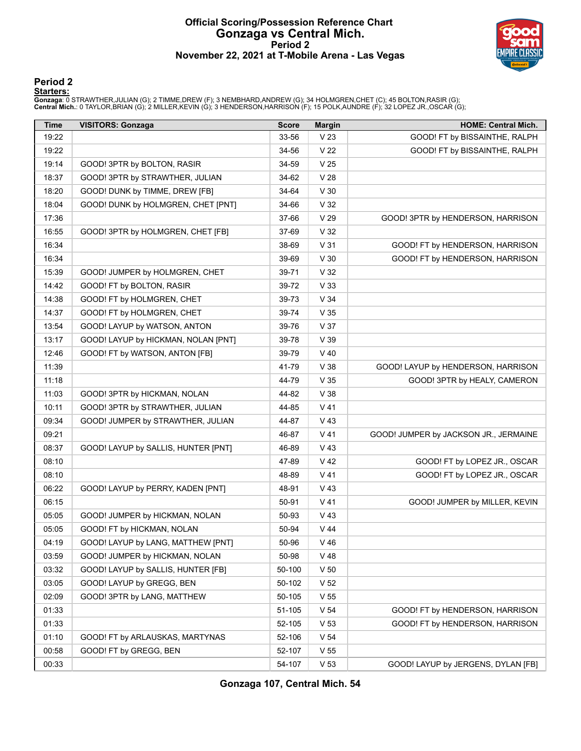# Official Scoring/Possession Reference Chart
## Gonzaga vs Central Mich.
### Period 2
### November 22, 2021 at T-Mobile Arena - Las Vegas

## Period 2

**Starters:**

**Gonzaga**: 0 STRAWTHER,JULIAN (G); 2 TIMME,DREW (F); 3 NEMBHARD,ANDREW (G); 34 HOLMGREN,CHET (C); 45 BOLTON,RASIR (G);
**Central Mich.**: 0 TAYLOR,BRIAN (G); 2 MILLER,KEVIN (G); 3 HENDERSON,HARRISON (F); 15 POLK,AUNDRE (F); 32 LOPEZ JR.,OSCAR (G);

| Time | VISITORS: Gonzaga | Score | Margin | HOME: Central Mich. |
|---|---|---|---|---|
| 19:22 | | 33-56 | V 23 | GOOD! FT by BISSAINTHE, RALPH |
| 19:22 | | 34-56 | V 22 | GOOD! FT by BISSAINTHE, RALPH |
| 19:14 | GOOD! 3PTR by BOLTON, RASIR | 34-59 | V 25 | |
| 18:37 | GOOD! 3PTR by STRAWTHER, JULIAN | 34-62 | V 28 | |
| 18:20 | GOOD! DUNK by TIMME, DREW [FB] | 34-64 | V 30 | |
| 18:04 | GOOD! DUNK by HOLMGREN, CHET [PNT] | 34-66 | V 32 | |
| 17:36 | | 37-66 | V 29 | GOOD! 3PTR by HENDERSON, HARRISON |
| 16:55 | GOOD! 3PTR by HOLMGREN, CHET [FB] | 37-69 | V 32 | |
| 16:34 | | 38-69 | V 31 | GOOD! FT by HENDERSON, HARRISON |
| 16:34 | | 39-69 | V 30 | GOOD! FT by HENDERSON, HARRISON |
| 15:39 | GOOD! JUMPER by HOLMGREN, CHET | 39-71 | V 32 | |
| 14:42 | GOOD! FT by BOLTON, RASIR | 39-72 | V 33 | |
| 14:38 | GOOD! FT by HOLMGREN, CHET | 39-73 | V 34 | |
| 14:37 | GOOD! FT by HOLMGREN, CHET | 39-74 | V 35 | |
| 13:54 | GOOD! LAYUP by WATSON, ANTON | 39-76 | V 37 | |
| 13:17 | GOOD! LAYUP by HICKMAN, NOLAN [PNT] | 39-78 | V 39 | |
| 12:46 | GOOD! FT by WATSON, ANTON [FB] | 39-79 | V 40 | |
| 11:39 | | 41-79 | V 38 | GOOD! LAYUP by HENDERSON, HARRISON |
| 11:18 | | 44-79 | V 35 | GOOD! 3PTR by HEALY, CAMERON |
| 11:03 | GOOD! 3PTR by HICKMAN, NOLAN | 44-82 | V 38 | |
| 10:11 | GOOD! 3PTR by STRAWTHER, JULIAN | 44-85 | V 41 | |
| 09:34 | GOOD! JUMPER by STRAWTHER, JULIAN | 44-87 | V 43 | |
| 09:21 | | 46-87 | V 41 | GOOD! JUMPER by JACKSON JR., JERMAINE |
| 08:37 | GOOD! LAYUP by SALLIS, HUNTER [PNT] | 46-89 | V 43 | |
| 08:10 | | 47-89 | V 42 | GOOD! FT by LOPEZ JR., OSCAR |
| 08:10 | | 48-89 | V 41 | GOOD! FT by LOPEZ JR., OSCAR |
| 06:22 | GOOD! LAYUP by PERRY, KADEN [PNT] | 48-91 | V 43 | |
| 06:15 | | 50-91 | V 41 | GOOD! JUMPER by MILLER, KEVIN |
| 05:05 | GOOD! JUMPER by HICKMAN, NOLAN | 50-93 | V 43 | |
| 05:05 | GOOD! FT by HICKMAN, NOLAN | 50-94 | V 44 | |
| 04:19 | GOOD! LAYUP by LANG, MATTHEW [PNT] | 50-96 | V 46 | |
| 03:59 | GOOD! JUMPER by HICKMAN, NOLAN | 50-98 | V 48 | |
| 03:32 | GOOD! LAYUP by SALLIS, HUNTER [FB] | 50-100 | V 50 | |
| 03:05 | GOOD! LAYUP by GREGG, BEN | 50-102 | V 52 | |
| 02:09 | GOOD! 3PTR by LANG, MATTHEW | 50-105 | V 55 | |
| 01:33 | | 51-105 | V 54 | GOOD! FT by HENDERSON, HARRISON |
| 01:33 | | 52-105 | V 53 | GOOD! FT by HENDERSON, HARRISON |
| 01:10 | GOOD! FT by ARLAUSKAS, MARTYNAS | 52-106 | V 54 | |
| 00:58 | GOOD! FT by GREGG, BEN | 52-107 | V 55 | |
| 00:33 | | 54-107 | V 53 | GOOD! LAYUP by JERGENS, DYLAN [FB] |

**Gonzaga 107, Central Mich. 54**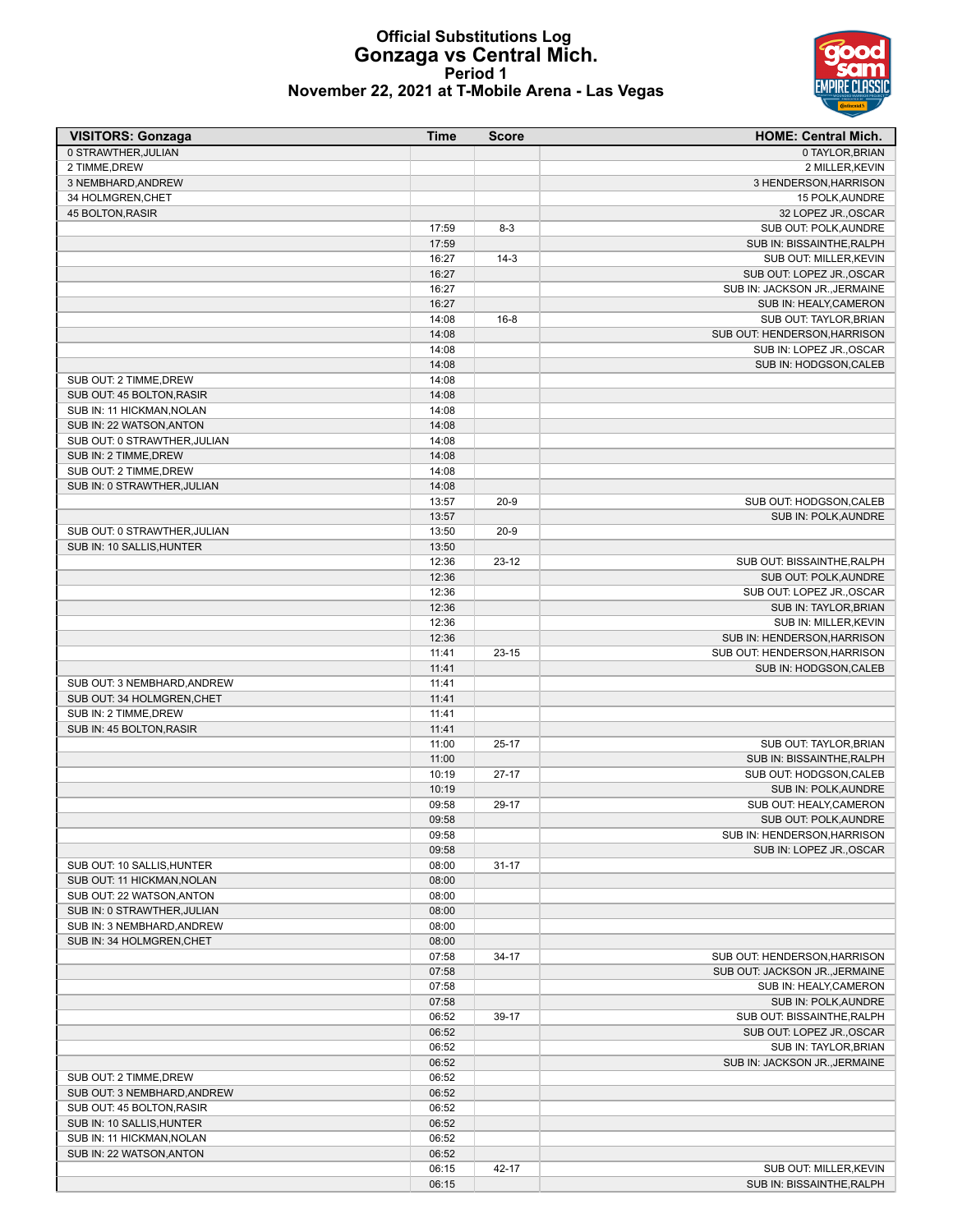# Official Substitutions Log
## Gonzaga vs Central Mich.
### Period 1
### November 22, 2021 at T-Mobile Arena - Las Vegas

| VISITORS: Gonzaga | Time | Score | HOME: Central Mich. |
|---|---|---|---|
| 0 STRAWTHER,JULIAN | | | 0 TAYLOR,BRIAN |
| 2 TIMME,DREW | | | 2 MILLER,KEVIN |
| 3 NEMBHARD,ANDREW | | | 3 HENDERSON,HARRISON |
| 34 HOLMGREN,CHET | | | 15 POLK,AUNDRE |
| 45 BOLTON,RASIR | | | 32 LOPEZ JR.,OSCAR |
| | 17:59 | 8-3 | SUB OUT: POLK,AUNDRE |
| | 17:59 | | SUB IN: BISSAINTHE,RALPH |
| | 16:27 | 14-3 | SUB OUT: MILLER,KEVIN |
| | 16:27 | | SUB OUT: LOPEZ JR.,OSCAR |
| | 16:27 | | SUB IN: JACKSON JR.,JERMAINE |
| | 16:27 | | SUB IN: HEALY,CAMERON |
| | 14:08 | 16-8 | SUB OUT: TAYLOR,BRIAN |
| | 14:08 | | SUB OUT: HENDERSON,HARRISON |
| | 14:08 | | SUB IN: LOPEZ JR.,OSCAR |
| | 14:08 | | SUB IN: HODGSON,CALEB |
| SUB OUT: 2 TIMME,DREW | 14:08 | | |
| SUB OUT: 45 BOLTON,RASIR | 14:08 | | |
| SUB IN: 11 HICKMAN,NOLAN | 14:08 | | |
| SUB IN: 22 WATSON,ANTON | 14:08 | | |
| SUB OUT: 0 STRAWTHER,JULIAN | 14:08 | | |
| SUB IN: 2 TIMME,DREW | 14:08 | | |
| SUB OUT: 2 TIMME,DREW | 14:08 | | |
| SUB IN: 0 STRAWTHER,JULIAN | 14:08 | | |
| | 13:57 | 20-9 | SUB OUT: HODGSON,CALEB |
| | 13:57 | | SUB IN: POLK,AUNDRE |
| SUB OUT: 0 STRAWTHER,JULIAN | 13:50 | 20-9 | |
| SUB IN: 10 SALLIS,HUNTER | 13:50 | | |
| | 12:36 | 23-12 | SUB OUT: BISSAINTHE,RALPH |
| | 12:36 | | SUB OUT: POLK,AUNDRE |
| | 12:36 | | SUB OUT: LOPEZ JR.,OSCAR |
| | 12:36 | | SUB IN: TAYLOR,BRIAN |
| | 12:36 | | SUB IN: MILLER,KEVIN |
| | 12:36 | | SUB IN: HENDERSON,HARRISON |
| | 11:41 | 23-15 | SUB OUT: HENDERSON,HARRISON |
| | 11:41 | | SUB IN: HODGSON,CALEB |
| SUB OUT: 3 NEMBHARD,ANDREW | 11:41 | | |
| SUB OUT: 34 HOLMGREN,CHET | 11:41 | | |
| SUB IN: 2 TIMME,DREW | 11:41 | | |
| SUB IN: 45 BOLTON,RASIR | 11:41 | | |
| | 11:00 | 25-17 | SUB OUT: TAYLOR,BRIAN |
| | 11:00 | | SUB IN: BISSAINTHE,RALPH |
| | 10:19 | 27-17 | SUB OUT: HODGSON,CALEB |
| | 10:19 | | SUB IN: POLK,AUNDRE |
| | 09:58 | 29-17 | SUB OUT: HEALY,CAMERON |
| | 09:58 | | SUB OUT: POLK,AUNDRE |
| | 09:58 | | SUB IN: HENDERSON,HARRISON |
| | 09:58 | | SUB IN: LOPEZ JR.,OSCAR |
| SUB OUT: 10 SALLIS,HUNTER | 08:00 | 31-17 | |
| SUB OUT: 11 HICKMAN,NOLAN | 08:00 | | |
| SUB OUT: 22 WATSON,ANTON | 08:00 | | |
| SUB IN: 0 STRAWTHER,JULIAN | 08:00 | | |
| SUB IN: 3 NEMBHARD,ANDREW | 08:00 | | |
| SUB IN: 34 HOLMGREN,CHET | 08:00 | | |
| | 07:58 | 34-17 | SUB OUT: HENDERSON,HARRISON |
| | 07:58 | | SUB OUT: JACKSON JR.,JERMAINE |
| | 07:58 | | SUB IN: HEALY,CAMERON |
| | 07:58 | | SUB IN: POLK,AUNDRE |
| | 06:52 | 39-17 | SUB OUT: BISSAINTHE,RALPH |
| | 06:52 | | SUB OUT: LOPEZ JR.,OSCAR |
| | 06:52 | | SUB IN: TAYLOR,BRIAN |
| | 06:52 | | SUB IN: JACKSON JR.,JERMAINE |
| SUB OUT: 2 TIMME,DREW | 06:52 | | |
| SUB OUT: 3 NEMBHARD,ANDREW | 06:52 | | |
| SUB OUT: 45 BOLTON,RASIR | 06:52 | | |
| SUB IN: 10 SALLIS,HUNTER | 06:52 | | |
| SUB IN: 11 HICKMAN,NOLAN | 06:52 | | |
| SUB IN: 22 WATSON,ANTON | 06:52 | | |
| | 06:15 | 42-17 | SUB OUT: MILLER,KEVIN |
| | 06:15 | | SUB IN: BISSAINTHE,RALPH |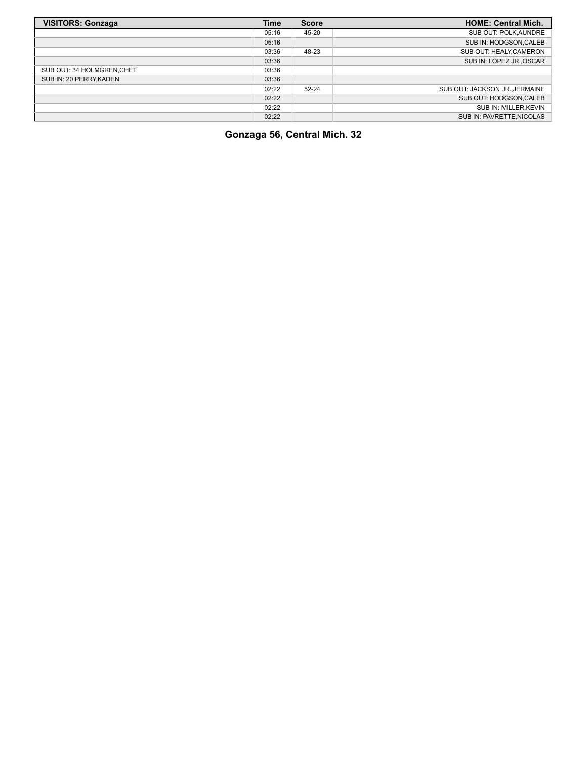| VISITORS: Gonzaga | Time | Score | HOME: Central Mich. |
| --- | --- | --- | --- |
| | 05:16 | 45-20 | SUB OUT: POLK,AUNDRE |
| | 05:16 | | SUB IN: HODGSON,CALEB |
| | 03:36 | 48-23 | SUB OUT: HEALY,CAMERON |
| | 03:36 | | SUB IN: LOPEZ JR.,OSCAR |
| SUB OUT: 34 HOLMGREN,CHET | 03:36 | | |
| SUB IN: 20 PERRY,KADEN | 03:36 | | |
| | 02:22 | 52-24 | SUB OUT: JACKSON JR.,JERMAINE |
| | 02:22 | | SUB OUT: HODGSON,CALEB |
| | 02:22 | | SUB IN: MILLER,KEVIN |
| | 02:22 | | SUB IN: PAVRETTE,NICOLAS |

**Gonzaga 56, Central Mich. 32**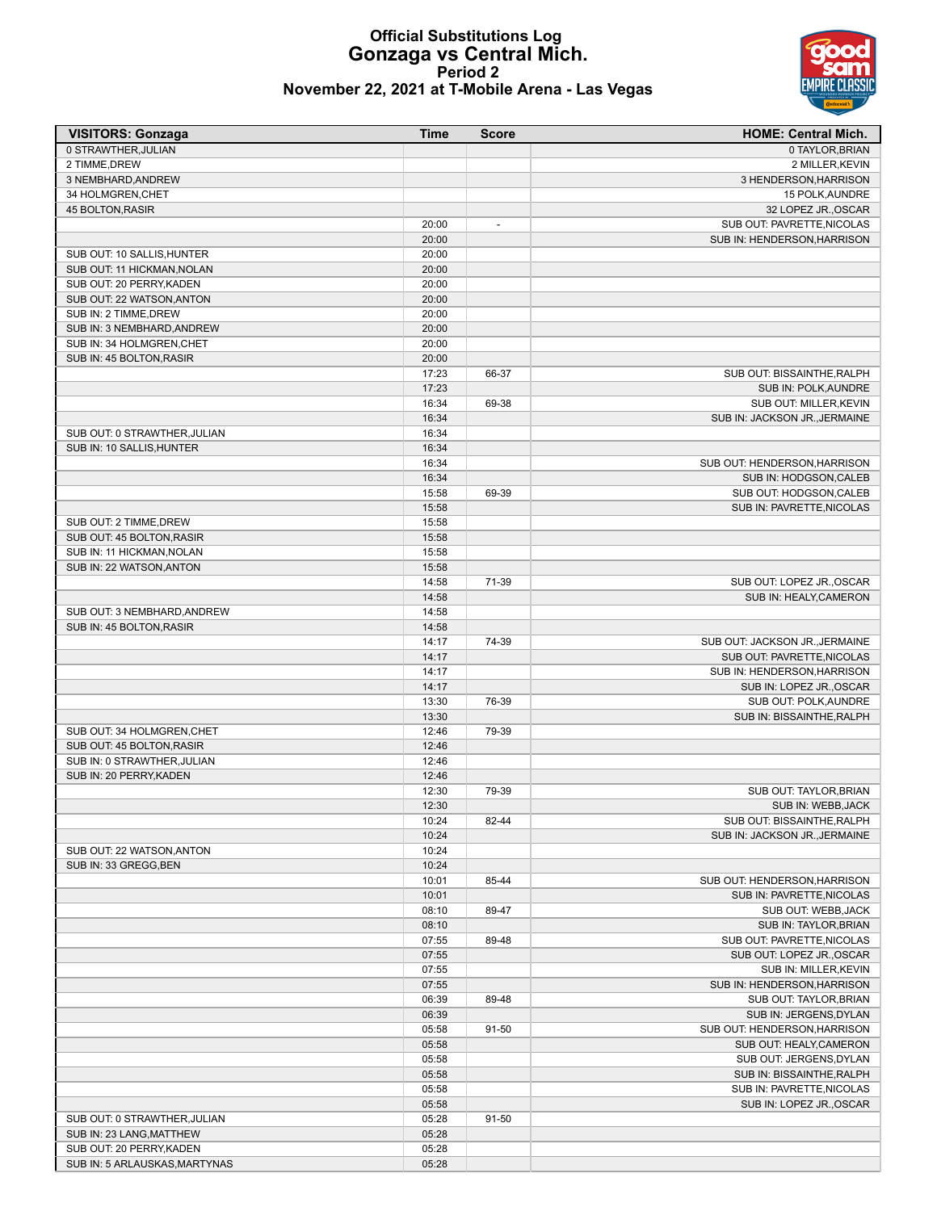# Official Substitutions Log
## Gonzaga vs Central Mich.
### Period 2
### November 22, 2021 at T-Mobile Arena - Las Vegas

| VISITORS: Gonzaga | Time | Score | HOME: Central Mich. |
|---|---|---|---|
| 0 STRAWTHER,JULIAN | | | 0 TAYLOR,BRIAN |
| 2 TIMME,DREW | | | 2 MILLER,KEVIN |
| 3 NEMBHARD,ANDREW | | | 3 HENDERSON,HARRISON |
| 34 HOLMGREN,CHET | | | 15 POLK,AUNDRE |
| 45 BOLTON,RASIR | | | 32 LOPEZ JR.,OSCAR |
| | 20:00 | - | SUB OUT: PAVRETTE,NICOLAS |
| | 20:00 | | SUB IN: HENDERSON,HARRISON |
| SUB OUT: 10 SALLIS,HUNTER | 20:00 | | |
| SUB OUT: 11 HICKMAN,NOLAN | 20:00 | | |
| SUB OUT: 20 PERRY,KADEN | 20:00 | | |
| SUB OUT: 22 WATSON,ANTON | 20:00 | | |
| SUB IN: 2 TIMME,DREW | 20:00 | | |
| SUB IN: 3 NEMBHARD,ANDREW | 20:00 | | |
| SUB IN: 34 HOLMGREN,CHET | 20:00 | | |
| SUB IN: 45 BOLTON,RASIR | 20:00 | | |
| | 17:23 | 66-37 | SUB OUT: BISSAINTHE,RALPH |
| | 17:23 | | SUB IN: POLK,AUNDRE |
| | 16:34 | 69-38 | SUB OUT: MILLER,KEVIN |
| | 16:34 | | SUB IN: JACKSON JR.,JERMAINE |
| SUB OUT: 0 STRAWTHER,JULIAN | 16:34 | | |
| SUB IN: 10 SALLIS,HUNTER | 16:34 | | |
| | 16:34 | | SUB OUT: HENDERSON,HARRISON |
| | 16:34 | | SUB IN: HODGSON,CALEB |
| | 15:58 | 69-39 | SUB OUT: HODGSON,CALEB |
| | 15:58 | | SUB IN: PAVRETTE,NICOLAS |
| SUB OUT: 2 TIMME,DREW | 15:58 | | |
| SUB OUT: 45 BOLTON,RASIR | 15:58 | | |
| SUB IN: 11 HICKMAN,NOLAN | 15:58 | | |
| SUB IN: 22 WATSON,ANTON | 15:58 | | |
| | 14:58 | 71-39 | SUB OUT: LOPEZ JR.,OSCAR |
| | 14:58 | | SUB IN: HEALY,CAMERON |
| SUB OUT: 3 NEMBHARD,ANDREW | 14:58 | | |
| SUB IN: 45 BOLTON,RASIR | 14:58 | | |
| | 14:17 | 74-39 | SUB OUT: JACKSON JR.,JERMAINE |
| | 14:17 | | SUB OUT: PAVRETTE,NICOLAS |
| | 14:17 | | SUB IN: HENDERSON,HARRISON |
| | 14:17 | | SUB IN: LOPEZ JR.,OSCAR |
| | 13:30 | 76-39 | SUB OUT: POLK,AUNDRE |
| | 13:30 | | SUB IN: BISSAINTHE,RALPH |
| SUB OUT: 34 HOLMGREN,CHET | 12:46 | 79-39 | |
| SUB OUT: 45 BOLTON,RASIR | 12:46 | | |
| SUB IN: 0 STRAWTHER,JULIAN | 12:46 | | |
| SUB IN: 20 PERRY,KADEN | 12:46 | | |
| | 12:30 | 79-39 | SUB OUT: TAYLOR,BRIAN |
| | 12:30 | | SUB IN: WEBB,JACK |
| | 10:24 | 82-44 | SUB OUT: BISSAINTHE,RALPH |
| | 10:24 | | SUB IN: JACKSON JR.,JERMAINE |
| SUB OUT: 22 WATSON,ANTON | 10:24 | | |
| SUB IN: 33 GREGG,BEN | 10:24 | | |
| | 10:01 | 85-44 | SUB OUT: HENDERSON,HARRISON |
| | 10:01 | | SUB IN: PAVRETTE,NICOLAS |
| | 08:10 | 89-47 | SUB OUT: WEBB,JACK |
| | 08:10 | | SUB IN: TAYLOR,BRIAN |
| | 07:55 | 89-48 | SUB OUT: PAVRETTE,NICOLAS |
| | 07:55 | | SUB OUT: LOPEZ JR.,OSCAR |
| | 07:55 | | SUB IN: MILLER,KEVIN |
| | 07:55 | | SUB IN: HENDERSON,HARRISON |
| | 06:39 | 89-48 | SUB OUT: TAYLOR,BRIAN |
| | 06:39 | | SUB IN: JERGENS,DYLAN |
| | 05:58 | 91-50 | SUB OUT: HENDERSON,HARRISON |
| | 05:58 | | SUB OUT: HEALY,CAMERON |
| | 05:58 | | SUB OUT: JERGENS,DYLAN |
| | 05:58 | | SUB IN: BISSAINTHE,RALPH |
| | 05:58 | | SUB IN: PAVRETTE,NICOLAS |
| | 05:58 | | SUB IN: LOPEZ JR.,OSCAR |
| SUB OUT: 0 STRAWTHER,JULIAN | 05:28 | 91-50 | |
| SUB IN: 23 LANG,MATTHEW | 05:28 | | |
| SUB OUT: 20 PERRY,KADEN | 05:28 | | |
| SUB IN: 5 ARLAUSKAS,MARTYNAS | 05:28 | | |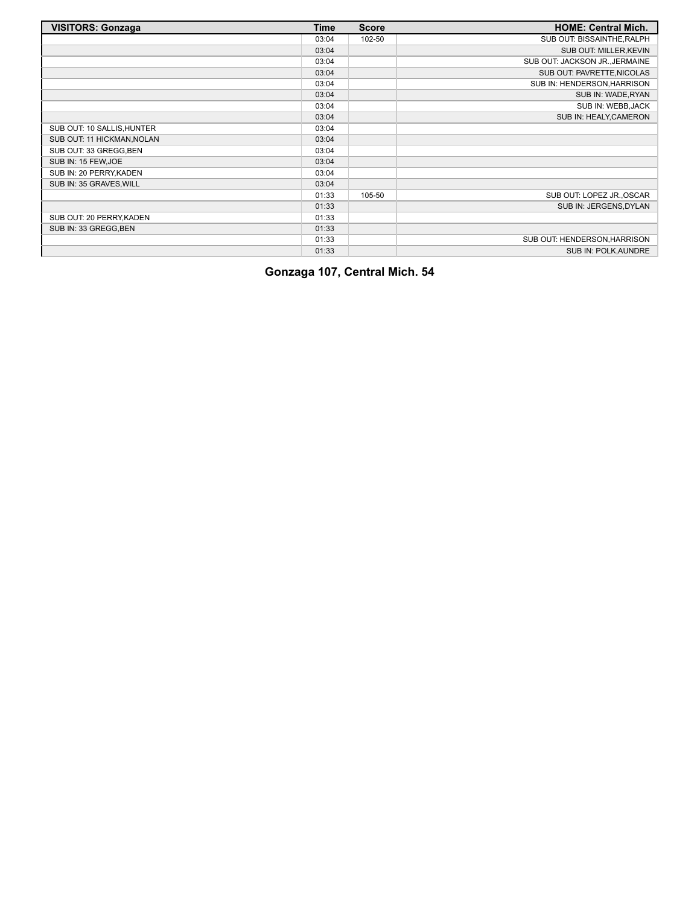| VISITORS: Gonzaga | Time | Score | HOME: Central Mich. |
|---|---|---|---|
| | 03:04 | 102-50 | SUB OUT: BISSAINTHE,RALPH |
| | 03:04 | | SUB OUT: MILLER,KEVIN |
| | 03:04 | | SUB OUT: JACKSON JR.,JERMAINE |
| | 03:04 | | SUB OUT: PAVRETTE,NICOLAS |
| | 03:04 | | SUB IN: HENDERSON,HARRISON |
| | 03:04 | | SUB IN: WADE,RYAN |
| | 03:04 | | SUB IN: WEBB,JACK |
| | 03:04 | | SUB IN: HEALY,CAMERON |
| SUB OUT: 10 SALLIS,HUNTER | 03:04 | | |
| SUB OUT: 11 HICKMAN,NOLAN | 03:04 | | |
| SUB OUT: 33 GREGG,BEN | 03:04 | | |
| SUB IN: 15 FEW,JOE | 03:04 | | |
| SUB IN: 20 PERRY,KADEN | 03:04 | | |
| SUB IN: 35 GRAVES,WILL | 03:04 | | |
| | 01:33 | 105-50 | SUB OUT: LOPEZ JR.,OSCAR |
| | 01:33 | | SUB IN: JERGENS,DYLAN |
| SUB OUT: 20 PERRY,KADEN | 01:33 | | |
| SUB IN: 33 GREGG,BEN | 01:33 | | |
| | 01:33 | | SUB OUT: HENDERSON,HARRISON |
| | 01:33 | | SUB IN: POLK,AUNDRE |

**Gonzaga 107, Central Mich. 54**